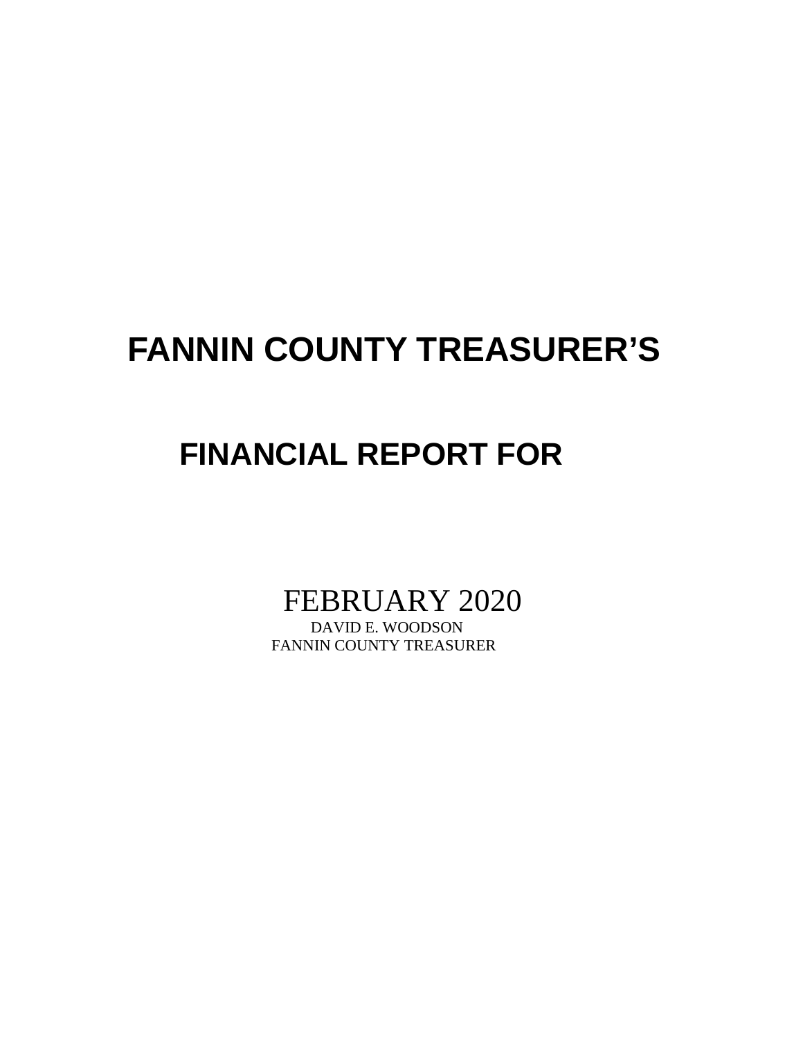# FANNIN COUNTY TREASURER'S

## FINANCIAL REPORT FOR

FEBRUARY 2020

DAVID E. WOODSON

FANNIN COUNTY TREASURER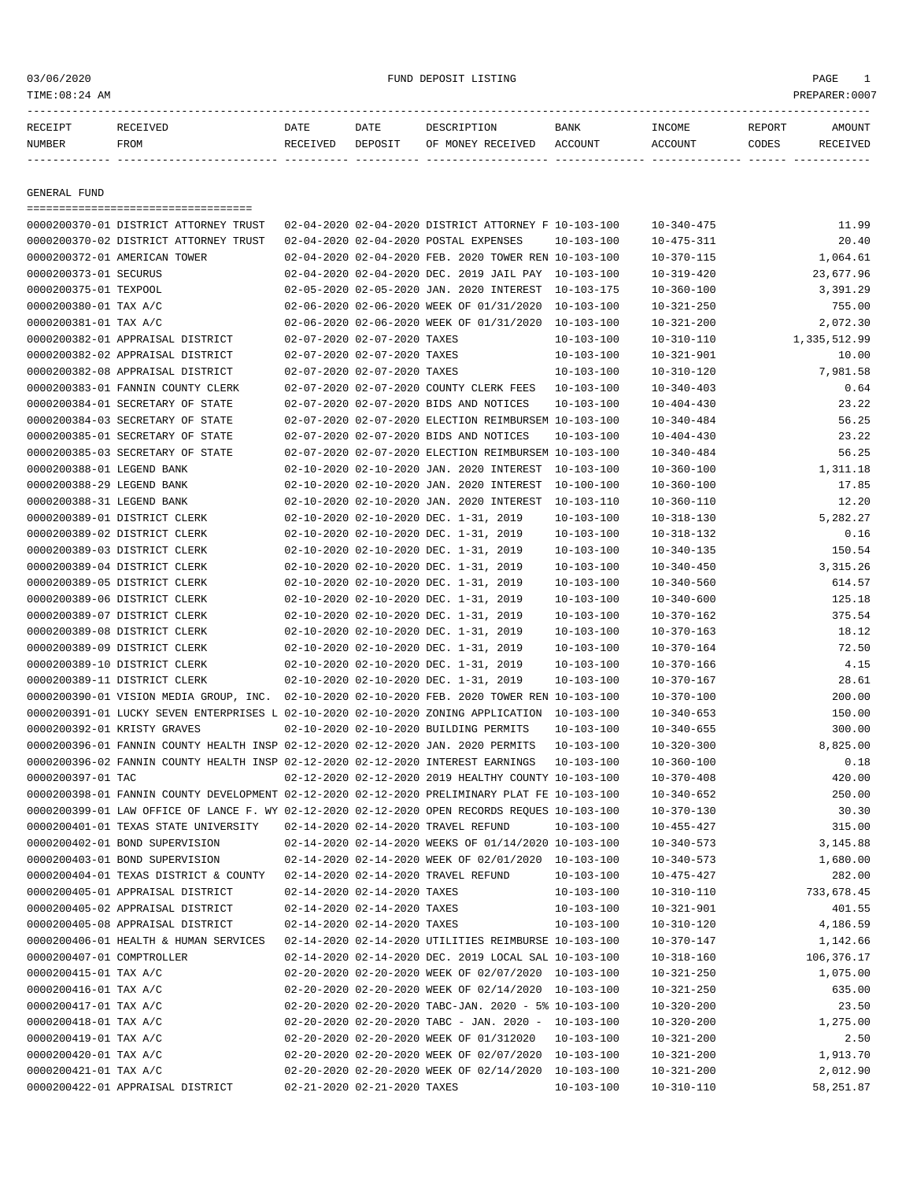FUND DEPOSIT LISTING

03/06/2020
TIME:08:24 AM
PREPARER:0007

## GENERAL FUND

| RECEIPT NUMBER | RECEIVED FROM | DATE RECEIVED | DATE DEPOSIT | DESCRIPTION OF MONEY RECEIVED | BANK ACCOUNT | INCOME ACCOUNT | REPORT CODES | AMOUNT RECEIVED |
|---|---|---|---|---|---|---|---|---|
| 0000200370-01 | DISTRICT ATTORNEY TRUST | 02-04-2020 | 02-04-2020 | DISTRICT ATTORNEY F | 10-103-100 | 10-340-475 | | 11.99 |
| 0000200370-02 | DISTRICT ATTORNEY TRUST | 02-04-2020 | 02-04-2020 | POSTAL EXPENSES | 10-103-100 | 10-475-311 | | 20.40 |
| 0000200372-01 | AMERICAN TOWER | 02-04-2020 | 02-04-2020 | FEB. 2020 TOWER REN | 10-103-100 | 10-370-115 | | 1,064.61 |
| 0000200373-01 | SECURUS | 02-04-2020 | 02-04-2020 | DEC. 2019 JAIL PAY | 10-103-100 | 10-319-420 | | 23,677.96 |
| 0000200375-01 | TEXPOOL | 02-05-2020 | 02-05-2020 | JAN. 2020 INTEREST | 10-103-175 | 10-360-100 | | 3,391.29 |
| 0000200380-01 | TAX A/C | 02-06-2020 | 02-06-2020 | WEEK OF 01/31/2020 | 10-103-100 | 10-321-250 | | 755.00 |
| 0000200381-01 | TAX A/C | 02-06-2020 | 02-06-2020 | WEEK OF 01/31/2020 | 10-103-100 | 10-321-200 | | 2,072.30 |
| 0000200382-01 | APPRAISAL DISTRICT | 02-07-2020 | 02-07-2020 | TAXES | 10-103-100 | 10-310-110 | | 1,335,512.99 |
| 0000200382-02 | APPRAISAL DISTRICT | 02-07-2020 | 02-07-2020 | TAXES | 10-103-100 | 10-321-901 | | 10.00 |
| 0000200382-08 | APPRAISAL DISTRICT | 02-07-2020 | 02-07-2020 | TAXES | 10-103-100 | 10-310-120 | | 7,981.58 |
| 0000200383-01 | FANNIN COUNTY CLERK | 02-07-2020 | 02-07-2020 | COUNTY CLERK FEES | 10-103-100 | 10-340-403 | | 0.64 |
| 0000200384-01 | SECRETARY OF STATE | 02-07-2020 | 02-07-2020 | BIDS AND NOTICES | 10-103-100 | 10-404-430 | | 23.22 |
| 0000200384-03 | SECRETARY OF STATE | 02-07-2020 | 02-07-2020 | ELECTION REIMBURSEM | 10-103-100 | 10-340-484 | | 56.25 |
| 0000200385-01 | SECRETARY OF STATE | 02-07-2020 | 02-07-2020 | BIDS AND NOTICES | 10-103-100 | 10-404-430 | | 23.22 |
| 0000200385-03 | SECRETARY OF STATE | 02-07-2020 | 02-07-2020 | ELECTION REIMBURSEM | 10-103-100 | 10-340-484 | | 56.25 |
| 0000200388-01 | LEGEND BANK | 02-10-2020 | 02-10-2020 | JAN. 2020 INTEREST | 10-103-100 | 10-360-100 | | 1,311.18 |
| 0000200388-29 | LEGEND BANK | 02-10-2020 | 02-10-2020 | JAN. 2020 INTEREST | 10-100-100 | 10-360-100 | | 17.85 |
| 0000200388-31 | LEGEND BANK | 02-10-2020 | 02-10-2020 | JAN. 2020 INTEREST | 10-103-110 | 10-360-110 | | 12.20 |
| 0000200389-01 | DISTRICT CLERK | 02-10-2020 | 02-10-2020 | DEC. 1-31, 2019 | 10-103-100 | 10-318-130 | | 5,282.27 |
| 0000200389-02 | DISTRICT CLERK | 02-10-2020 | 02-10-2020 | DEC. 1-31, 2019 | 10-103-100 | 10-318-132 | | 0.16 |
| 0000200389-03 | DISTRICT CLERK | 02-10-2020 | 02-10-2020 | DEC. 1-31, 2019 | 10-103-100 | 10-340-135 | | 150.54 |
| 0000200389-04 | DISTRICT CLERK | 02-10-2020 | 02-10-2020 | DEC. 1-31, 2019 | 10-103-100 | 10-340-450 | | 3,315.26 |
| 0000200389-05 | DISTRICT CLERK | 02-10-2020 | 02-10-2020 | DEC. 1-31, 2019 | 10-103-100 | 10-340-560 | | 614.57 |
| 0000200389-06 | DISTRICT CLERK | 02-10-2020 | 02-10-2020 | DEC. 1-31, 2019 | 10-103-100 | 10-340-600 | | 125.18 |
| 0000200389-07 | DISTRICT CLERK | 02-10-2020 | 02-10-2020 | DEC. 1-31, 2019 | 10-103-100 | 10-370-162 | | 375.54 |
| 0000200389-08 | DISTRICT CLERK | 02-10-2020 | 02-10-2020 | DEC. 1-31, 2019 | 10-103-100 | 10-370-163 | | 18.12 |
| 0000200389-09 | DISTRICT CLERK | 02-10-2020 | 02-10-2020 | DEC. 1-31, 2019 | 10-103-100 | 10-370-164 | | 72.50 |
| 0000200389-10 | DISTRICT CLERK | 02-10-2020 | 02-10-2020 | DEC. 1-31, 2019 | 10-103-100 | 10-370-166 | | 4.15 |
| 0000200389-11 | DISTRICT CLERK | 02-10-2020 | 02-10-2020 | DEC. 1-31, 2019 | 10-103-100 | 10-370-167 | | 28.61 |
| 0000200390-01 | VISION MEDIA GROUP, INC. | 02-10-2020 | 02-10-2020 | FEB. 2020 TOWER REN | 10-103-100 | 10-370-100 | | 200.00 |
| 0000200391-01 | LUCKY SEVEN ENTERPRISES L | 02-10-2020 | 02-10-2020 | ZONING APPLICATION | 10-103-100 | 10-340-653 | | 150.00 |
| 0000200392-01 | KRISTY GRAVES | 02-10-2020 | 02-10-2020 | BUILDING PERMITS | 10-103-100 | 10-340-655 | | 300.00 |
| 0000200396-01 | FANNIN COUNTY HEALTH INSP | 02-12-2020 | 02-12-2020 | JAN. 2020 PERMITS | 10-103-100 | 10-320-300 | | 8,825.00 |
| 0000200396-02 | FANNIN COUNTY HEALTH INSP | 02-12-2020 | 02-12-2020 | INTEREST EARNINGS | 10-103-100 | 10-360-100 | | 0.18 |
| 0000200397-01 | TAC | 02-12-2020 | 02-12-2020 | 2019 HEALTHY COUNTY | 10-103-100 | 10-370-408 | | 420.00 |
| 0000200398-01 | FANNIN COUNTY DEVELOPMENT | 02-12-2020 | 02-12-2020 | PRELIMINARY PLAT FE | 10-103-100 | 10-340-652 | | 250.00 |
| 0000200399-01 | LAW OFFICE OF LANCE F. WY | 02-12-2020 | 02-12-2020 | OPEN RECORDS REQUES | 10-103-100 | 10-370-130 | | 30.30 |
| 0000200401-01 | TEXAS STATE UNIVERSITY | 02-14-2020 | 02-14-2020 | TRAVEL REFUND | 10-103-100 | 10-455-427 | | 315.00 |
| 0000200402-01 | BOND SUPERVISION | 02-14-2020 | 02-14-2020 | WEEKS OF 01/14/2020 | 10-103-100 | 10-340-573 | | 3,145.88 |
| 0000200403-01 | BOND SUPERVISION | 02-14-2020 | 02-14-2020 | WEEK OF 02/01/2020 | 10-103-100 | 10-340-573 | | 1,680.00 |
| 0000200404-01 | TEXAS DISTRICT & COUNTY | 02-14-2020 | 02-14-2020 | TRAVEL REFUND | 10-103-100 | 10-475-427 | | 282.00 |
| 0000200405-01 | APPRAISAL DISTRICT | 02-14-2020 | 02-14-2020 | TAXES | 10-103-100 | 10-310-110 | | 733,678.45 |
| 0000200405-02 | APPRAISAL DISTRICT | 02-14-2020 | 02-14-2020 | TAXES | 10-103-100 | 10-321-901 | | 401.55 |
| 0000200405-08 | APPRAISAL DISTRICT | 02-14-2020 | 02-14-2020 | TAXES | 10-103-100 | 10-310-120 | | 4,186.59 |
| 0000200406-01 | HEALTH & HUMAN SERVICES | 02-14-2020 | 02-14-2020 | UTILITIES REIMBURSE | 10-103-100 | 10-370-147 | | 1,142.66 |
| 0000200407-01 | COMPTROLLER | 02-14-2020 | 02-14-2020 | DEC. 2019 LOCAL SAL | 10-103-100 | 10-318-160 | | 106,376.17 |
| 0000200415-01 | TAX A/C | 02-20-2020 | 02-20-2020 | WEEK OF 02/07/2020 | 10-103-100 | 10-321-250 | | 1,075.00 |
| 0000200416-01 | TAX A/C | 02-20-2020 | 02-20-2020 | WEEK OF 02/14/2020 | 10-103-100 | 10-321-250 | | 635.00 |
| 0000200417-01 | TAX A/C | 02-20-2020 | 02-20-2020 | TABC-JAN. 2020 - 5% | 10-103-100 | 10-320-200 | | 23.50 |
| 0000200418-01 | TAX A/C | 02-20-2020 | 02-20-2020 | TABC - JAN. 2020 - | 10-103-100 | 10-320-200 | | 1,275.00 |
| 0000200419-01 | TAX A/C | 02-20-2020 | 02-20-2020 | WEEK OF 01/312020 | 10-103-100 | 10-321-200 | | 2.50 |
| 0000200420-01 | TAX A/C | 02-20-2020 | 02-20-2020 | WEEK OF 02/07/2020 | 10-103-100 | 10-321-200 | | 1,913.70 |
| 0000200421-01 | TAX A/C | 02-20-2020 | 02-20-2020 | WEEK OF 02/14/2020 | 10-103-100 | 10-321-200 | | 2,012.90 |
| 0000200422-01 | APPRAISAL DISTRICT | 02-21-2020 | 02-21-2020 | TAXES | 10-103-100 | 10-310-110 | | 58,251.87 |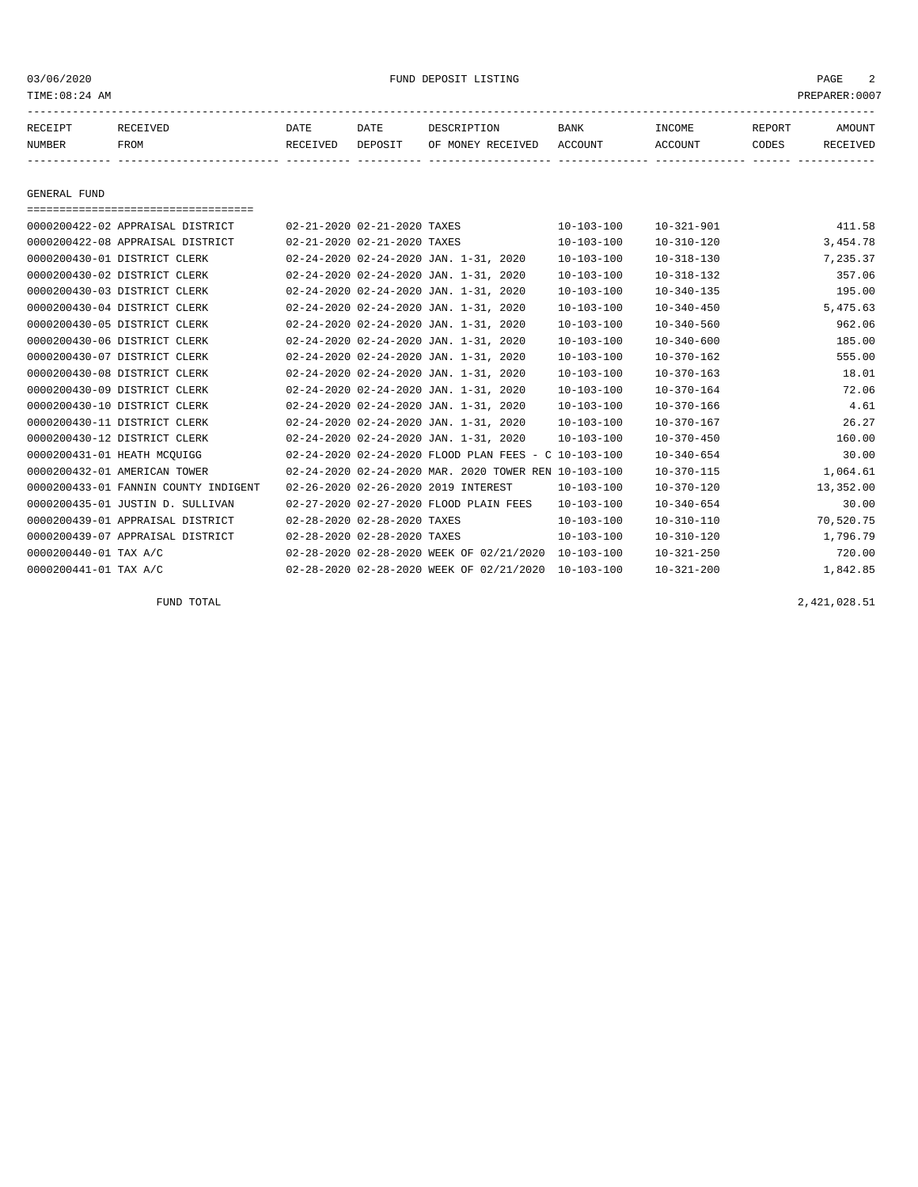FUND DEPOSIT LISTING

03/06/2020
TIME:08:24 AM
PREPARER:0007

| RECEIPT NUMBER | RECEIVED FROM | DATE RECEIVED | DATE DEPOSIT | DESCRIPTION OF MONEY RECEIVED | BANK ACCOUNT | INCOME ACCOUNT | REPORT CODES | AMOUNT RECEIVED |
|---|---|---|---|---|---|---|---|---|

GENERAL FUND

| RECEIPT NUMBER | RECEIVED FROM | DATE RECEIVED | DATE DEPOSIT | DESCRIPTION OF MONEY RECEIVED | BANK ACCOUNT | INCOME ACCOUNT | REPORT CODES | AMOUNT RECEIVED |
|---|---|---|---|---|---|---|---|---|
| 0000200422-02 | APPRAISAL DISTRICT | 02-21-2020 | 02-21-2020 | TAXES | 10-103-100 | 10-321-901 | | 411.58 |
| 0000200422-08 | APPRAISAL DISTRICT | 02-21-2020 | 02-21-2020 | TAXES | 10-103-100 | 10-310-120 | | 3,454.78 |
| 0000200430-01 | DISTRICT CLERK | 02-24-2020 | 02-24-2020 | JAN. 1-31, 2020 | 10-103-100 | 10-318-130 | | 7,235.37 |
| 0000200430-02 | DISTRICT CLERK | 02-24-2020 | 02-24-2020 | JAN. 1-31, 2020 | 10-103-100 | 10-318-132 | | 357.06 |
| 0000200430-03 | DISTRICT CLERK | 02-24-2020 | 02-24-2020 | JAN. 1-31, 2020 | 10-103-100 | 10-340-135 | | 195.00 |
| 0000200430-04 | DISTRICT CLERK | 02-24-2020 | 02-24-2020 | JAN. 1-31, 2020 | 10-103-100 | 10-340-450 | | 5,475.63 |
| 0000200430-05 | DISTRICT CLERK | 02-24-2020 | 02-24-2020 | JAN. 1-31, 2020 | 10-103-100 | 10-340-560 | | 962.06 |
| 0000200430-06 | DISTRICT CLERK | 02-24-2020 | 02-24-2020 | JAN. 1-31, 2020 | 10-103-100 | 10-340-600 | | 185.00 |
| 0000200430-07 | DISTRICT CLERK | 02-24-2020 | 02-24-2020 | JAN. 1-31, 2020 | 10-103-100 | 10-370-162 | | 555.00 |
| 0000200430-08 | DISTRICT CLERK | 02-24-2020 | 02-24-2020 | JAN. 1-31, 2020 | 10-103-100 | 10-370-163 | | 18.01 |
| 0000200430-09 | DISTRICT CLERK | 02-24-2020 | 02-24-2020 | JAN. 1-31, 2020 | 10-103-100 | 10-370-164 | | 72.06 |
| 0000200430-10 | DISTRICT CLERK | 02-24-2020 | 02-24-2020 | JAN. 1-31, 2020 | 10-103-100 | 10-370-166 | | 4.61 |
| 0000200430-11 | DISTRICT CLERK | 02-24-2020 | 02-24-2020 | JAN. 1-31, 2020 | 10-103-100 | 10-370-167 | | 26.27 |
| 0000200430-12 | DISTRICT CLERK | 02-24-2020 | 02-24-2020 | JAN. 1-31, 2020 | 10-103-100 | 10-370-450 | | 160.00 |
| 0000200431-01 | HEATH MCQUIGG | 02-24-2020 | 02-24-2020 | FLOOD PLAN FEES - C | 10-103-100 | 10-340-654 | | 30.00 |
| 0000200432-01 | AMERICAN TOWER | 02-24-2020 | 02-24-2020 | MAR. 2020 TOWER REN | 10-103-100 | 10-370-115 | | 1,064.61 |
| 0000200433-01 | FANNIN COUNTY INDIGENT | 02-26-2020 | 02-26-2020 | 2019 INTEREST | 10-103-100 | 10-370-120 | | 13,352.00 |
| 0000200435-01 | JUSTIN D. SULLIVAN | 02-27-2020 | 02-27-2020 | FLOOD PLAIN FEES | 10-103-100 | 10-340-654 | | 30.00 |
| 0000200439-01 | APPRAISAL DISTRICT | 02-28-2020 | 02-28-2020 | TAXES | 10-103-100 | 10-310-110 | | 70,520.75 |
| 0000200439-07 | APPRAISAL DISTRICT | 02-28-2020 | 02-28-2020 | TAXES | 10-103-100 | 10-310-120 | | 1,796.79 |
| 0000200440-01 | TAX A/C | 02-28-2020 | 02-28-2020 | WEEK OF 02/21/2020 | 10-103-100 | 10-321-250 | | 720.00 |
| 0000200441-01 | TAX A/C | 02-28-2020 | 02-28-2020 | WEEK OF 02/21/2020 | 10-103-100 | 10-321-200 | | 1,842.85 |
| | FUND TOTAL | | | | | | | 2,421,028.51 |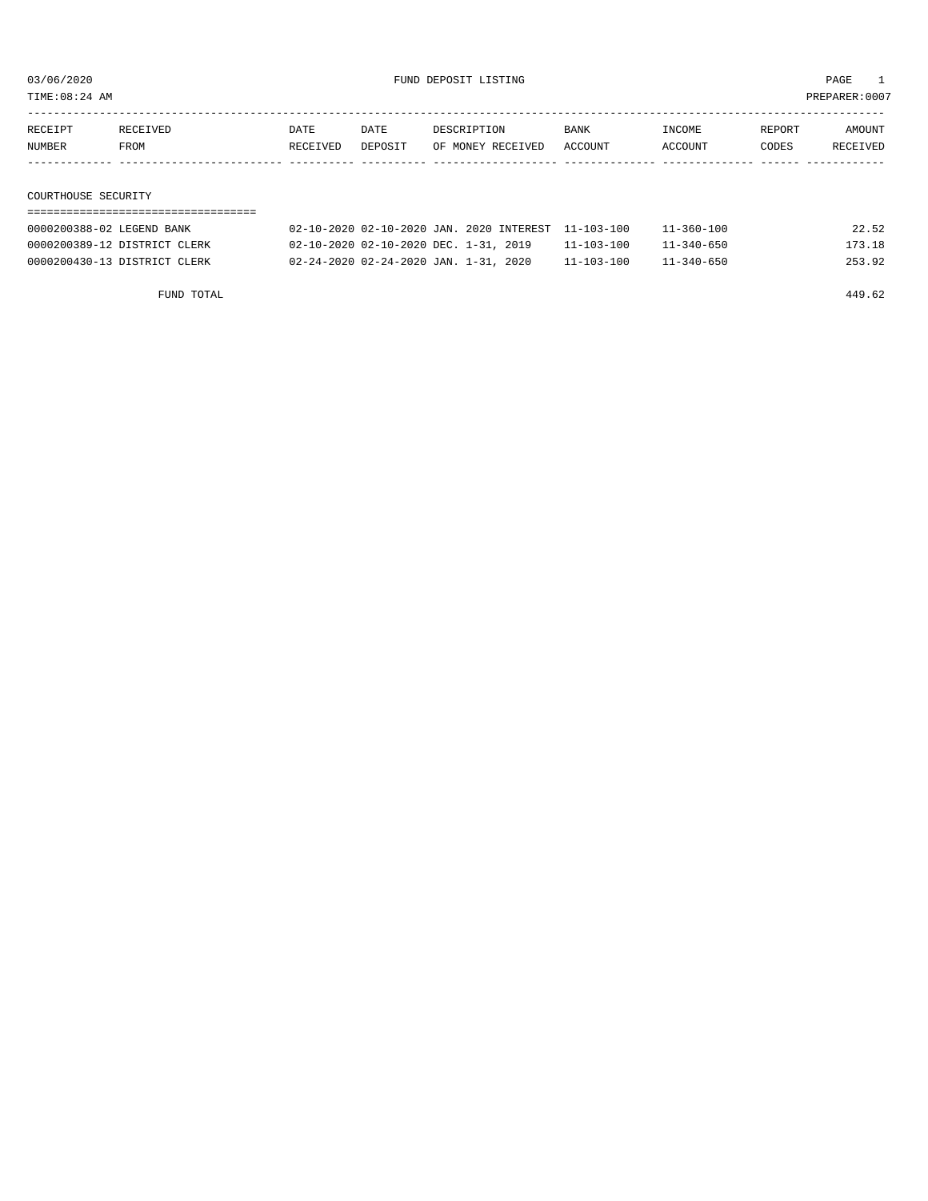FUND DEPOSIT LISTING

PREPARER:0007

| RECEIPT NUMBER | RECEIVED FROM | DATE RECEIVED | DATE DEPOSIT | DESCRIPTION OF MONEY RECEIVED | BANK ACCOUNT | INCOME ACCOUNT | REPORT CODES | AMOUNT RECEIVED |
|---|---|---|---|---|---|---|---|---|

## COURTHOUSE SECURITY

| RECEIPT NUMBER | RECEIVED FROM | DATE RECEIVED | DATE DEPOSIT | DESCRIPTION OF MONEY RECEIVED | BANK ACCOUNT | INCOME ACCOUNT | REPORT CODES | AMOUNT RECEIVED |
|---|---|---|---|---|---|---|---|---|
| 0000200388-02 | LEGEND BANK | 02-10-2020 | 02-10-2020 | JAN. 2020 INTEREST | 11-103-100 | 11-360-100 | | 22.52 |
| 0000200389-12 | DISTRICT CLERK | 02-10-2020 | 02-10-2020 | DEC. 1-31, 2019 | 11-103-100 | 11-340-650 | | 173.18 |
| 0000200430-13 | DISTRICT CLERK | 02-24-2020 | 02-24-2020 | JAN. 1-31, 2020 | 11-103-100 | 11-340-650 | | 253.92 |
| | FUND TOTAL | | | | | | | 449.62 |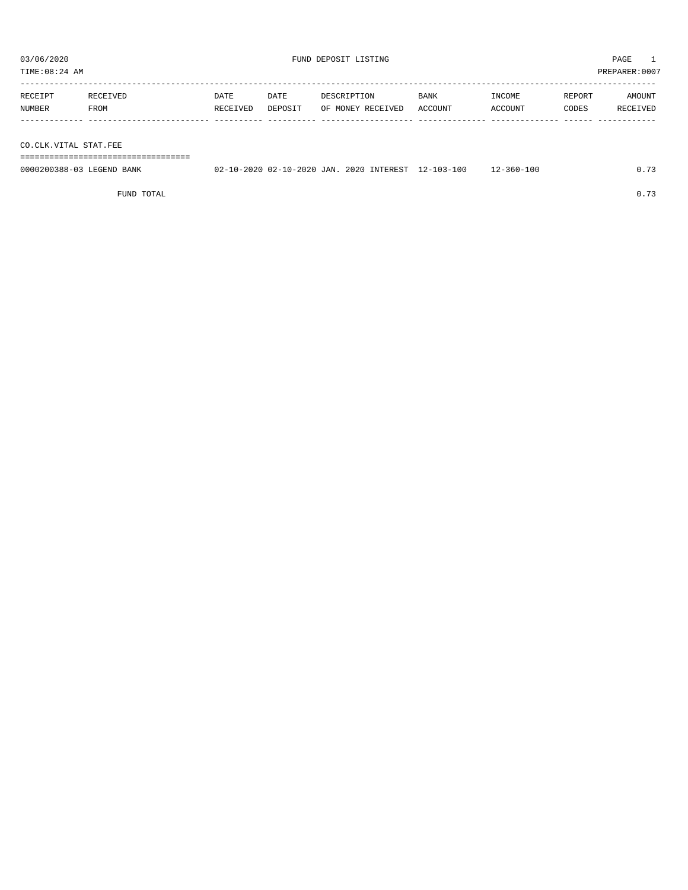03/06/2020 FUND DEPOSIT LISTING

TIME:08:24 AM PREPARER:0007

| RECEIPT NUMBER | RECEIVED FROM | DATE RECEIVED | DATE DEPOSIT | DESCRIPTION OF MONEY RECEIVED | BANK ACCOUNT | INCOME ACCOUNT | REPORT CODES | AMOUNT RECEIVED |
|---|---|---|---|---|---|---|---|---|
| CO.CLK.VITAL STAT.FEE | | | | | | | | |
| 0000200388-03 | LEGEND BANK | 02-10-2020 | 02-10-2020 | JAN. 2020 INTEREST | 12-103-100 | 12-360-100 | | 0.73 |
| | FUND TOTAL | | | | | | | 0.73 |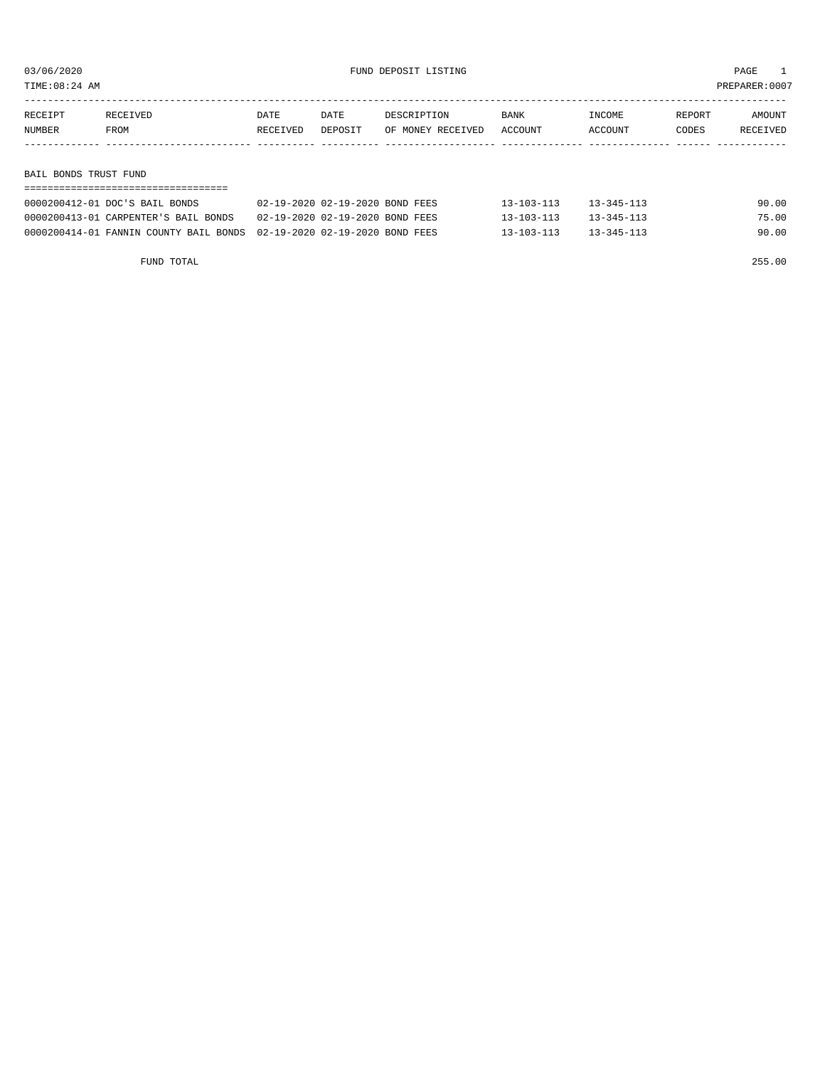03/06/2020 FUND DEPOSIT LISTING

TIME:08:24 AM PREPARER:0007

| RECEIPT NUMBER | RECEIVED FROM | DATE RECEIVED | DATE DEPOSIT | DESCRIPTION OF MONEY RECEIVED | BANK ACCOUNT | INCOME ACCOUNT | REPORT CODES | AMOUNT RECEIVED |
|---|---|---|---|---|---|---|---|---|
| **BAIL BONDS TRUST FUND** | | | | | | | | |
| 0000200412-01 | DOC'S BAIL BONDS | 02-19-2020 | 02-19-2020 | BOND FEES | 13-103-113 | 13-345-113 | | 90.00 |
| 0000200413-01 | CARPENTER'S BAIL BONDS | 02-19-2020 | 02-19-2020 | BOND FEES | 13-103-113 | 13-345-113 | | 75.00 |
| 0000200414-01 | FANNIN COUNTY BAIL BONDS | 02-19-2020 | 02-19-2020 | BOND FEES | 13-103-113 | 13-345-113 | | 90.00 |
| | FUND TOTAL | | | | | | | 255.00 |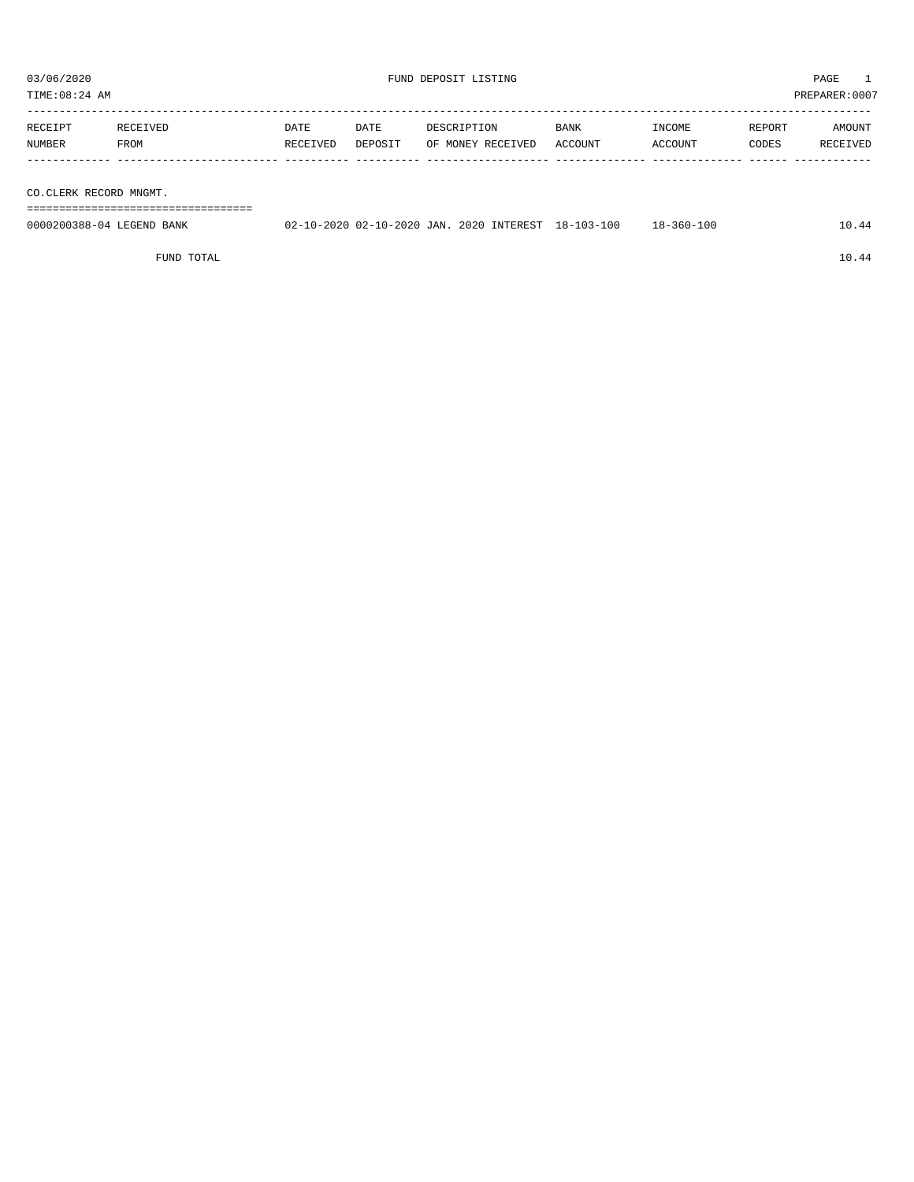03/06/2020 FUND DEPOSIT LISTING PAGE 1

TIME:08:24 AM PREPARER:0007

| RECEIPT NUMBER | RECEIVED FROM | DATE RECEIVED | DATE DEPOSIT | DESCRIPTION OF MONEY RECEIVED | BANK ACCOUNT | INCOME ACCOUNT | REPORT CODES | AMOUNT RECEIVED |
|---|---|---|---|---|---|---|---|---|
| **CO.CLERK RECORD MNGMT.** | | | | | | | | |
| 0000200388-04 | LEGEND BANK | 02-10-2020 | 02-10-2020 | JAN. 2020 INTEREST | 18-103-100 | 18-360-100 | | 10.44 |
| | FUND TOTAL | | | | | | | 10.44 |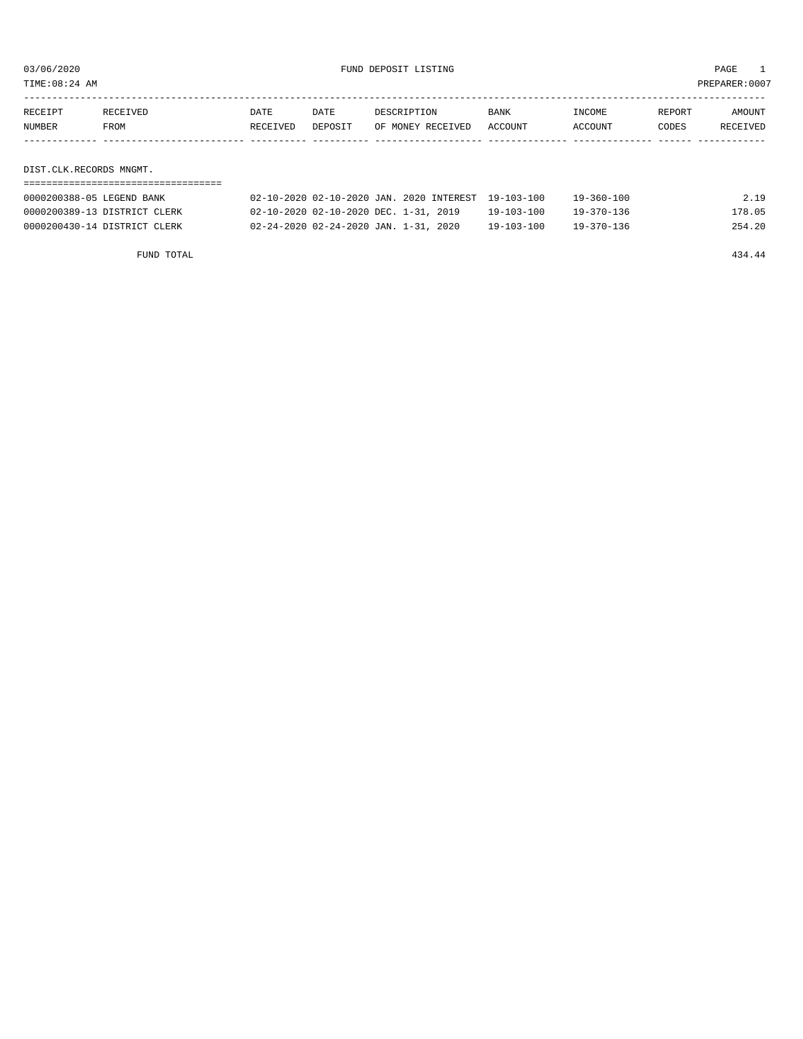03/06/2020 FUND DEPOSIT LISTING

TIME:08:24 AM PREPARER:0007

| RECEIPT NUMBER | RECEIVED FROM | DATE RECEIVED | DATE DEPOSIT | DESCRIPTION OF MONEY RECEIVED | BANK ACCOUNT | INCOME ACCOUNT | REPORT CODES | AMOUNT RECEIVED |
|---|---|---|---|---|---|---|---|---|

## DIST.CLK.RECORDS MNGMT.

| RECEIPT NUMBER | RECEIVED FROM | DATE RECEIVED | DATE DEPOSIT | DESCRIPTION OF MONEY RECEIVED | BANK ACCOUNT | INCOME ACCOUNT | REPORT CODES | AMOUNT RECEIVED |
|---|---|---|---|---|---|---|---|---|
| 0000200388-05 | LEGEND BANK | 02-10-2020 | 02-10-2020 | JAN. 2020 INTEREST | 19-103-100 | 19-360-100 | | 2.19 |
| 0000200389-13 | DISTRICT CLERK | 02-10-2020 | 02-10-2020 | DEC. 1-31, 2019 | 19-103-100 | 19-370-136 | | 178.05 |
| 0000200430-14 | DISTRICT CLERK | 02-24-2020 | 02-24-2020 | JAN. 1-31, 2020 | 19-103-100 | 19-370-136 | | 254.20 |
| | FUND TOTAL | | | | | | | 434.44 |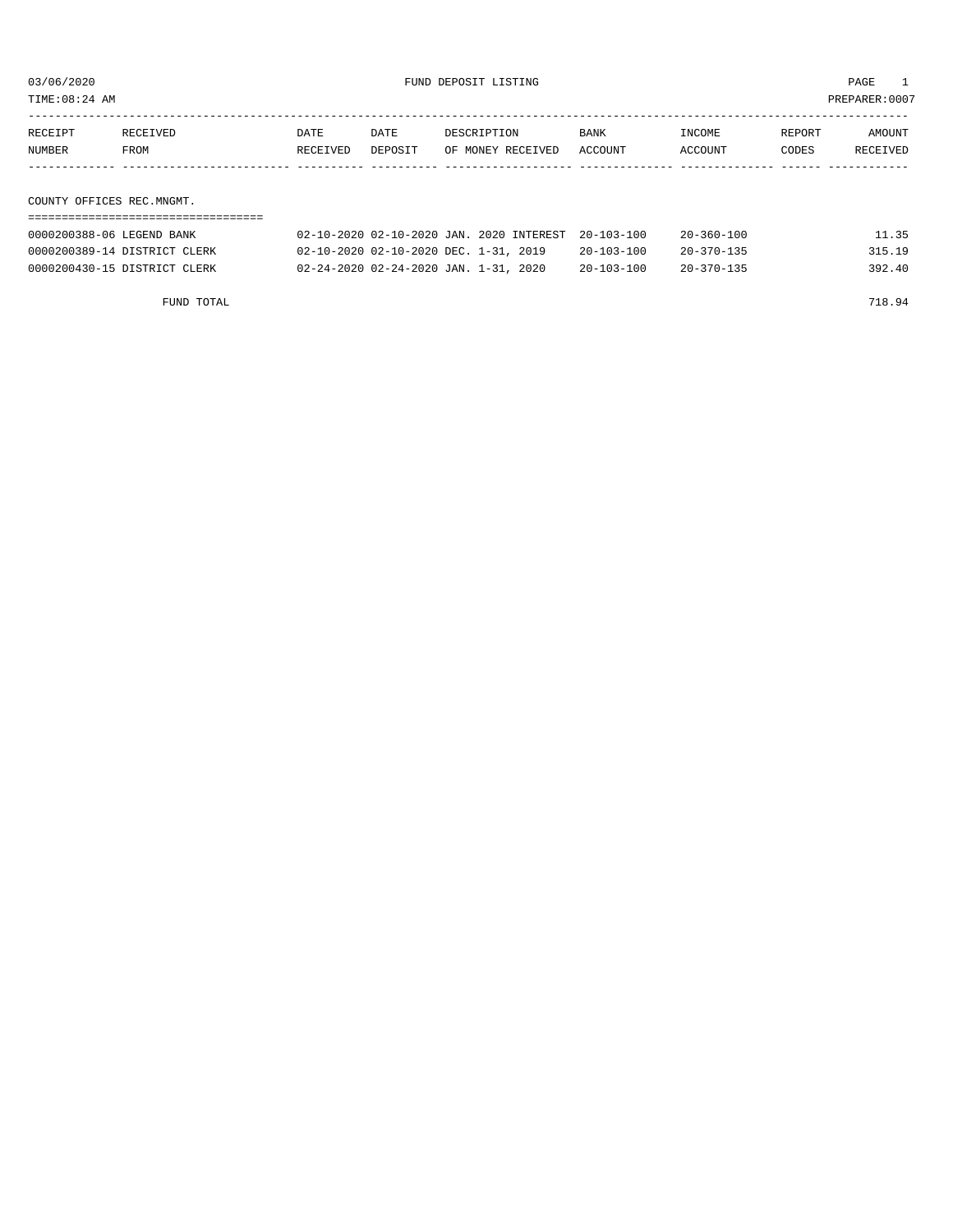03/06/2020 FUND DEPOSIT LISTING PAGE 1

TIME:08:24 AM PREPARER:0007

| RECEIPT NUMBER | RECEIVED FROM | DATE RECEIVED | DATE DEPOSIT | DESCRIPTION OF MONEY RECEIVED | BANK ACCOUNT | INCOME ACCOUNT | REPORT CODES | AMOUNT RECEIVED |
|---|---|---|---|---|---|---|---|---|
| **COUNTY OFFICES REC.MNGMT.** | | | | | | | | |
| 0000200388-06 | LEGEND BANK | 02-10-2020 | 02-10-2020 | JAN. 2020 INTEREST | 20-103-100 | 20-360-100 | | 11.35 |
| 0000200389-14 | DISTRICT CLERK | 02-10-2020 | 02-10-2020 | DEC. 1-31, 2019 | 20-103-100 | 20-370-135 | | 315.19 |
| 0000200430-15 | DISTRICT CLERK | 02-24-2020 | 02-24-2020 | JAN. 1-31, 2020 | 20-103-100 | 20-370-135 | | 392.40 |
| | FUND TOTAL | | | | | | | 718.94 |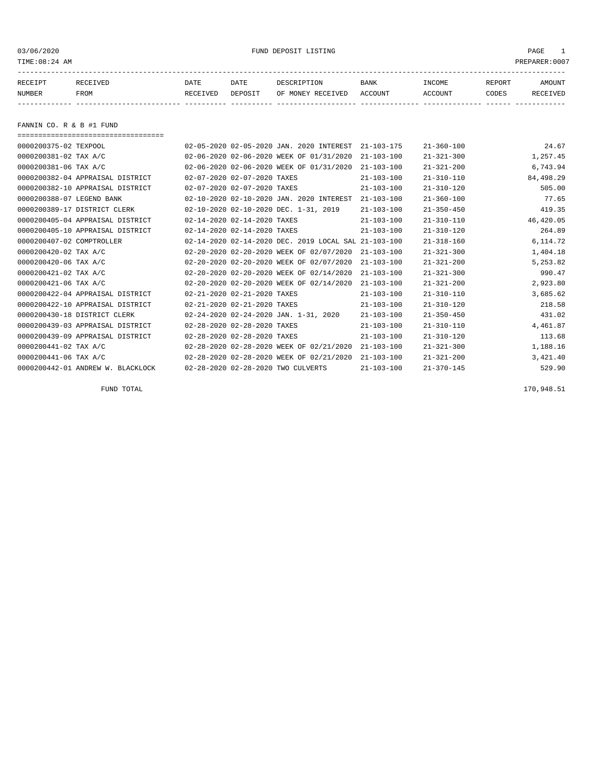03/06/2020 FUND DEPOSIT LISTING

TIME:08:24 AM PREPARER:0007

## FANNIN CO. R & B #1 FUND

| RECEIPT NUMBER | RECEIVED FROM | DATE RECEIVED | DATE DEPOSIT | DESCRIPTION OF MONEY RECEIVED | BANK ACCOUNT | INCOME ACCOUNT | REPORT CODES | AMOUNT RECEIVED |
|---|---|---|---|---|---|---|---|---|
| 0000200375-02 | TEXPOOL | 02-05-2020 | 02-05-2020 | JAN. 2020 INTEREST | 21-103-175 | 21-360-100 | | 24.67 |
| 0000200381-02 | TAX A/C | 02-06-2020 | 02-06-2020 | WEEK OF 01/31/2020 | 21-103-100 | 21-321-300 | | 1,257.45 |
| 0000200381-06 | TAX A/C | 02-06-2020 | 02-06-2020 | WEEK OF 01/31/2020 | 21-103-100 | 21-321-200 | | 6,743.94 |
| 0000200382-04 | APPRAISAL DISTRICT | 02-07-2020 | 02-07-2020 | TAXES | 21-103-100 | 21-310-110 | | 84,498.29 |
| 0000200382-10 | APPRAISAL DISTRICT | 02-07-2020 | 02-07-2020 | TAXES | 21-103-100 | 21-310-120 | | 505.00 |
| 0000200388-07 | LEGEND BANK | 02-10-2020 | 02-10-2020 | JAN. 2020 INTEREST | 21-103-100 | 21-360-100 | | 77.65 |
| 0000200389-17 | DISTRICT CLERK | 02-10-2020 | 02-10-2020 | DEC. 1-31, 2019 | 21-103-100 | 21-350-450 | | 419.35 |
| 0000200405-04 | APPRAISAL DISTRICT | 02-14-2020 | 02-14-2020 | TAXES | 21-103-100 | 21-310-110 | | 46,420.05 |
| 0000200405-10 | APPRAISAL DISTRICT | 02-14-2020 | 02-14-2020 | TAXES | 21-103-100 | 21-310-120 | | 264.89 |
| 0000200407-02 | COMPTROLLER | 02-14-2020 | 02-14-2020 | DEC. 2019 LOCAL SAL | 21-103-100 | 21-318-160 | | 6,114.72 |
| 0000200420-02 | TAX A/C | 02-20-2020 | 02-20-2020 | WEEK OF 02/07/2020 | 21-103-100 | 21-321-300 | | 1,404.18 |
| 0000200420-06 | TAX A/C | 02-20-2020 | 02-20-2020 | WEEK OF 02/07/2020 | 21-103-100 | 21-321-200 | | 5,253.82 |
| 0000200421-02 | TAX A/C | 02-20-2020 | 02-20-2020 | WEEK OF 02/14/2020 | 21-103-100 | 21-321-300 | | 990.47 |
| 0000200421-06 | TAX A/C | 02-20-2020 | 02-20-2020 | WEEK OF 02/14/2020 | 21-103-100 | 21-321-200 | | 2,923.80 |
| 0000200422-04 | APPRAISAL DISTRICT | 02-21-2020 | 02-21-2020 | TAXES | 21-103-100 | 21-310-110 | | 3,685.62 |
| 0000200422-10 | APPRAISAL DISTRICT | 02-21-2020 | 02-21-2020 | TAXES | 21-103-100 | 21-310-120 | | 218.58 |
| 0000200430-18 | DISTRICT CLERK | 02-24-2020 | 02-24-2020 | JAN. 1-31, 2020 | 21-103-100 | 21-350-450 | | 431.02 |
| 0000200439-03 | APPRAISAL DISTRICT | 02-28-2020 | 02-28-2020 | TAXES | 21-103-100 | 21-310-110 | | 4,461.87 |
| 0000200439-09 | APPRAISAL DISTRICT | 02-28-2020 | 02-28-2020 | TAXES | 21-103-100 | 21-310-120 | | 113.68 |
| 0000200441-02 | TAX A/C | 02-28-2020 | 02-28-2020 | WEEK OF 02/21/2020 | 21-103-100 | 21-321-300 | | 1,188.16 |
| 0000200441-06 | TAX A/C | 02-28-2020 | 02-28-2020 | WEEK OF 02/21/2020 | 21-103-100 | 21-321-200 | | 3,421.40 |
| 0000200442-01 | ANDREW W. BLACKLOCK | 02-28-2020 | 02-28-2020 | TWO CULVERTS | 21-103-100 | 21-370-145 | | 529.90 |
| | FUND TOTAL | | | | | | | 170,948.51 |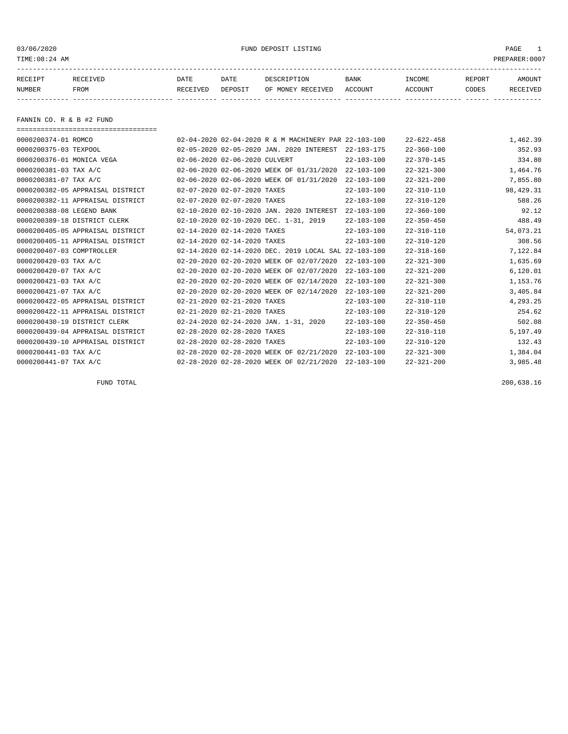03/06/2020 FUND DEPOSIT LISTING PAGE 1
TIME:08:24 AM PREPARER:0007

| RECEIPT NUMBER | RECEIVED FROM | DATE RECEIVED | DATE DEPOSIT | DESCRIPTION OF MONEY RECEIVED | BANK ACCOUNT | INCOME ACCOUNT | REPORT CODES | AMOUNT RECEIVED |
|---|---|---|---|---|---|---|---|---|

## FANNIN CO. R & B #2 FUND

| RECEIPT NUMBER | RECEIVED FROM | DATE RECEIVED | DATE DEPOSIT | DESCRIPTION OF MONEY RECEIVED | BANK ACCOUNT | INCOME ACCOUNT | REPORT CODES | AMOUNT RECEIVED |
|---|---|---|---|---|---|---|---|---|
| 0000200374-01 | ROMCO | 02-04-2020 | 02-04-2020 | R & M MACHINERY PAR | 22-103-100 | 22-622-458 | | 1,462.39 |
| 0000200375-03 | TEXPOOL | 02-05-2020 | 02-05-2020 | JAN. 2020 INTEREST | 22-103-175 | 22-360-100 | | 352.93 |
| 0000200376-01 | MONICA VEGA | 02-06-2020 | 02-06-2020 | CULVERT | 22-103-100 | 22-370-145 | | 334.80 |
| 0000200381-03 | TAX A/C | 02-06-2020 | 02-06-2020 | WEEK OF 01/31/2020 | 22-103-100 | 22-321-300 | | 1,464.76 |
| 0000200381-07 | TAX A/C | 02-06-2020 | 02-06-2020 | WEEK OF 01/31/2020 | 22-103-100 | 22-321-200 | | 7,855.80 |
| 0000200382-05 | APPRAISAL DISTRICT | 02-07-2020 | 02-07-2020 | TAXES | 22-103-100 | 22-310-110 | | 98,429.31 |
| 0000200382-11 | APPRAISAL DISTRICT | 02-07-2020 | 02-07-2020 | TAXES | 22-103-100 | 22-310-120 | | 588.26 |
| 0000200388-08 | LEGEND BANK | 02-10-2020 | 02-10-2020 | JAN. 2020 INTEREST | 22-103-100 | 22-360-100 | | 92.12 |
| 0000200389-18 | DISTRICT CLERK | 02-10-2020 | 02-10-2020 | DEC. 1-31, 2019 | 22-103-100 | 22-350-450 | | 488.49 |
| 0000200405-05 | APPRAISAL DISTRICT | 02-14-2020 | 02-14-2020 | TAXES | 22-103-100 | 22-310-110 | | 54,073.21 |
| 0000200405-11 | APPRAISAL DISTRICT | 02-14-2020 | 02-14-2020 | TAXES | 22-103-100 | 22-310-120 | | 308.56 |
| 0000200407-03 | COMPTROLLER | 02-14-2020 | 02-14-2020 | DEC. 2019 LOCAL SAL | 22-103-100 | 22-318-160 | | 7,122.84 |
| 0000200420-03 | TAX A/C | 02-20-2020 | 02-20-2020 | WEEK OF 02/07/2020 | 22-103-100 | 22-321-300 | | 1,635.69 |
| 0000200420-07 | TAX A/C | 02-20-2020 | 02-20-2020 | WEEK OF 02/07/2020 | 22-103-100 | 22-321-200 | | 6,120.01 |
| 0000200421-03 | TAX A/C | 02-20-2020 | 02-20-2020 | WEEK OF 02/14/2020 | 22-103-100 | 22-321-300 | | 1,153.76 |
| 0000200421-07 | TAX A/C | 02-20-2020 | 02-20-2020 | WEEK OF 02/14/2020 | 22-103-100 | 22-321-200 | | 3,405.84 |
| 0000200422-05 | APPRAISAL DISTRICT | 02-21-2020 | 02-21-2020 | TAXES | 22-103-100 | 22-310-110 | | 4,293.25 |
| 0000200422-11 | APPRAISAL DISTRICT | 02-21-2020 | 02-21-2020 | TAXES | 22-103-100 | 22-310-120 | | 254.62 |
| 0000200430-19 | DISTRICT CLERK | 02-24-2020 | 02-24-2020 | JAN. 1-31, 2020 | 22-103-100 | 22-350-450 | | 502.08 |
| 0000200439-04 | APPRAISAL DISTRICT | 02-28-2020 | 02-28-2020 | TAXES | 22-103-100 | 22-310-110 | | 5,197.49 |
| 0000200439-10 | APPRAISAL DISTRICT | 02-28-2020 | 02-28-2020 | TAXES | 22-103-100 | 22-310-120 | | 132.43 |
| 0000200441-03 | TAX A/C | 02-28-2020 | 02-28-2020 | WEEK OF 02/21/2020 | 22-103-100 | 22-321-300 | | 1,384.04 |
| 0000200441-07 | TAX A/C | 02-28-2020 | 02-28-2020 | WEEK OF 02/21/2020 | 22-103-100 | 22-321-200 | | 3,985.48 |

FUND TOTAL 200,638.16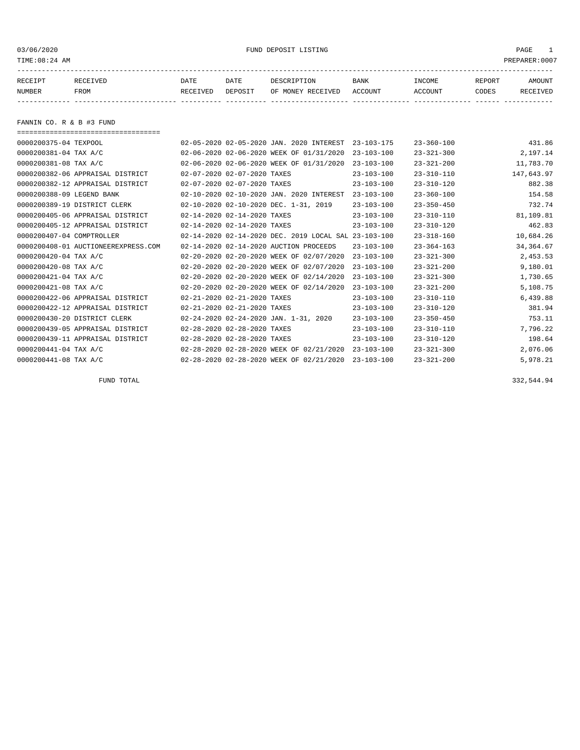03/06/2020 FUND DEPOSIT LISTING

TIME:08:24 AM PREPARER:0007

| RECEIPT NUMBER | RECEIVED FROM | DATE RECEIVED | DATE DEPOSIT | DESCRIPTION OF MONEY RECEIVED | BANK ACCOUNT | INCOME ACCOUNT | REPORT CODES | AMOUNT RECEIVED |
|---|---|---|---|---|---|---|---|---|

## FANNIN CO. R & B #3 FUND

| RECEIPT NUMBER | RECEIVED FROM | DATE RECEIVED | DATE DEPOSIT | DESCRIPTION OF MONEY RECEIVED | BANK ACCOUNT | INCOME ACCOUNT | REPORT CODES | AMOUNT RECEIVED |
|---|---|---|---|---|---|---|---|---|
| 0000200375-04 | TEXPOOL | 02-05-2020 | 02-05-2020 | JAN. 2020 INTEREST | 23-103-175 | 23-360-100 | | 431.86 |
| 0000200381-04 | TAX A/C | 02-06-2020 | 02-06-2020 | WEEK OF 01/31/2020 | 23-103-100 | 23-321-300 | | 2,197.14 |
| 0000200381-08 | TAX A/C | 02-06-2020 | 02-06-2020 | WEEK OF 01/31/2020 | 23-103-100 | 23-321-200 | | 11,783.70 |
| 0000200382-06 | APPRAISAL DISTRICT | 02-07-2020 | 02-07-2020 | TAXES | 23-103-100 | 23-310-110 | | 147,643.97 |
| 0000200382-12 | APPRAISAL DISTRICT | 02-07-2020 | 02-07-2020 | TAXES | 23-103-100 | 23-310-120 | | 882.38 |
| 0000200388-09 | LEGEND BANK | 02-10-2020 | 02-10-2020 | JAN. 2020 INTEREST | 23-103-100 | 23-360-100 | | 154.58 |
| 0000200389-19 | DISTRICT CLERK | 02-10-2020 | 02-10-2020 | DEC. 1-31, 2019 | 23-103-100 | 23-350-450 | | 732.74 |
| 0000200405-06 | APPRAISAL DISTRICT | 02-14-2020 | 02-14-2020 | TAXES | 23-103-100 | 23-310-110 | | 81,109.81 |
| 0000200405-12 | APPRAISAL DISTRICT | 02-14-2020 | 02-14-2020 | TAXES | 23-103-100 | 23-310-120 | | 462.83 |
| 0000200407-04 | COMPTROLLER | 02-14-2020 | 02-14-2020 | DEC. 2019 LOCAL SAL | 23-103-100 | 23-318-160 | | 10,684.26 |
| 0000200408-01 | AUCTIONEEREXPRESS.COM | 02-14-2020 | 02-14-2020 | AUCTION PROCEEDS | 23-103-100 | 23-364-163 | | 34,364.67 |
| 0000200420-04 | TAX A/C | 02-20-2020 | 02-20-2020 | WEEK OF 02/07/2020 | 23-103-100 | 23-321-300 | | 2,453.53 |
| 0000200420-08 | TAX A/C | 02-20-2020 | 02-20-2020 | WEEK OF 02/07/2020 | 23-103-100 | 23-321-200 | | 9,180.01 |
| 0000200421-04 | TAX A/C | 02-20-2020 | 02-20-2020 | WEEK OF 02/14/2020 | 23-103-100 | 23-321-300 | | 1,730.65 |
| 0000200421-08 | TAX A/C | 02-20-2020 | 02-20-2020 | WEEK OF 02/14/2020 | 23-103-100 | 23-321-200 | | 5,108.75 |
| 0000200422-06 | APPRAISAL DISTRICT | 02-21-2020 | 02-21-2020 | TAXES | 23-103-100 | 23-310-110 | | 6,439.88 |
| 0000200422-12 | APPRAISAL DISTRICT | 02-21-2020 | 02-21-2020 | TAXES | 23-103-100 | 23-310-120 | | 381.94 |
| 0000200430-20 | DISTRICT CLERK | 02-24-2020 | 02-24-2020 | JAN. 1-31, 2020 | 23-103-100 | 23-350-450 | | 753.11 |
| 0000200439-05 | APPRAISAL DISTRICT | 02-28-2020 | 02-28-2020 | TAXES | 23-103-100 | 23-310-110 | | 7,796.22 |
| 0000200439-11 | APPRAISAL DISTRICT | 02-28-2020 | 02-28-2020 | TAXES | 23-103-100 | 23-310-120 | | 198.64 |
| 0000200441-04 | TAX A/C | 02-28-2020 | 02-28-2020 | WEEK OF 02/21/2020 | 23-103-100 | 23-321-300 | | 2,076.06 |
| 0000200441-08 | TAX A/C | 02-28-2020 | 02-28-2020 | WEEK OF 02/21/2020 | 23-103-100 | 23-321-200 | | 5,978.21 |
| | FUND TOTAL | | | | | | | 332,544.94 |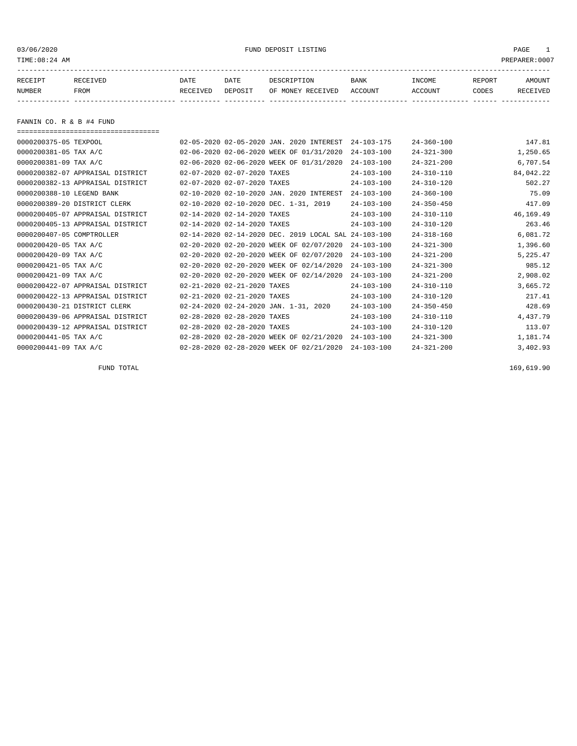# FUND DEPOSIT LISTING

03/06/2020
TIME:08:24 AM
PREPARER:0007

## FANNIN CO. R & B #4 FUND

| RECEIPT NUMBER | RECEIVED FROM | DATE RECEIVED | DATE DEPOSIT | DESCRIPTION OF MONEY RECEIVED | BANK ACCOUNT | INCOME ACCOUNT | REPORT CODES | AMOUNT RECEIVED |
|---|---|---|---|---|---|---|---|---|
| 0000200375-05 | TEXPOOL | 02-05-2020 | 02-05-2020 | JAN. 2020 INTEREST | 24-103-175 | 24-360-100 | | 147.81 |
| 0000200381-05 | TAX A/C | 02-06-2020 | 02-06-2020 | WEEK OF 01/31/2020 | 24-103-100 | 24-321-300 | | 1,250.65 |
| 0000200381-09 | TAX A/C | 02-06-2020 | 02-06-2020 | WEEK OF 01/31/2020 | 24-103-100 | 24-321-200 | | 6,707.54 |
| 0000200382-07 | APPRAISAL DISTRICT | 02-07-2020 | 02-07-2020 | TAXES | 24-103-100 | 24-310-110 | | 84,042.22 |
| 0000200382-13 | APPRAISAL DISTRICT | 02-07-2020 | 02-07-2020 | TAXES | 24-103-100 | 24-310-120 | | 502.27 |
| 0000200388-10 | LEGEND BANK | 02-10-2020 | 02-10-2020 | JAN. 2020 INTEREST | 24-103-100 | 24-360-100 | | 75.09 |
| 0000200389-20 | DISTRICT CLERK | 02-10-2020 | 02-10-2020 | DEC. 1-31, 2019 | 24-103-100 | 24-350-450 | | 417.09 |
| 0000200405-07 | APPRAISAL DISTRICT | 02-14-2020 | 02-14-2020 | TAXES | 24-103-100 | 24-310-110 | | 46,169.49 |
| 0000200405-13 | APPRAISAL DISTRICT | 02-14-2020 | 02-14-2020 | TAXES | 24-103-100 | 24-310-120 | | 263.46 |
| 0000200407-05 | COMPTROLLER | 02-14-2020 | 02-14-2020 | DEC. 2019 LOCAL SAL | 24-103-100 | 24-318-160 | | 6,081.72 |
| 0000200420-05 | TAX A/C | 02-20-2020 | 02-20-2020 | WEEK OF 02/07/2020 | 24-103-100 | 24-321-300 | | 1,396.60 |
| 0000200420-09 | TAX A/C | 02-20-2020 | 02-20-2020 | WEEK OF 02/07/2020 | 24-103-100 | 24-321-200 | | 5,225.47 |
| 0000200421-05 | TAX A/C | 02-20-2020 | 02-20-2020 | WEEK OF 02/14/2020 | 24-103-100 | 24-321-300 | | 985.12 |
| 0000200421-09 | TAX A/C | 02-20-2020 | 02-20-2020 | WEEK OF 02/14/2020 | 24-103-100 | 24-321-200 | | 2,908.02 |
| 0000200422-07 | APPRAISAL DISTRICT | 02-21-2020 | 02-21-2020 | TAXES | 24-103-100 | 24-310-110 | | 3,665.72 |
| 0000200422-13 | APPRAISAL DISTRICT | 02-21-2020 | 02-21-2020 | TAXES | 24-103-100 | 24-310-120 | | 217.41 |
| 0000200430-21 | DISTRICT CLERK | 02-24-2020 | 02-24-2020 | JAN. 1-31, 2020 | 24-103-100 | 24-350-450 | | 428.69 |
| 0000200439-06 | APPRAISAL DISTRICT | 02-28-2020 | 02-28-2020 | TAXES | 24-103-100 | 24-310-110 | | 4,437.79 |
| 0000200439-12 | APPRAISAL DISTRICT | 02-28-2020 | 02-28-2020 | TAXES | 24-103-100 | 24-310-120 | | 113.07 |
| 0000200441-05 | TAX A/C | 02-28-2020 | 02-28-2020 | WEEK OF 02/21/2020 | 24-103-100 | 24-321-300 | | 1,181.74 |
| 0000200441-09 | TAX A/C | 02-28-2020 | 02-28-2020 | WEEK OF 02/21/2020 | 24-103-100 | 24-321-200 | | 3,402.93 |
| | FUND TOTAL | | | | | | | 169,619.90 |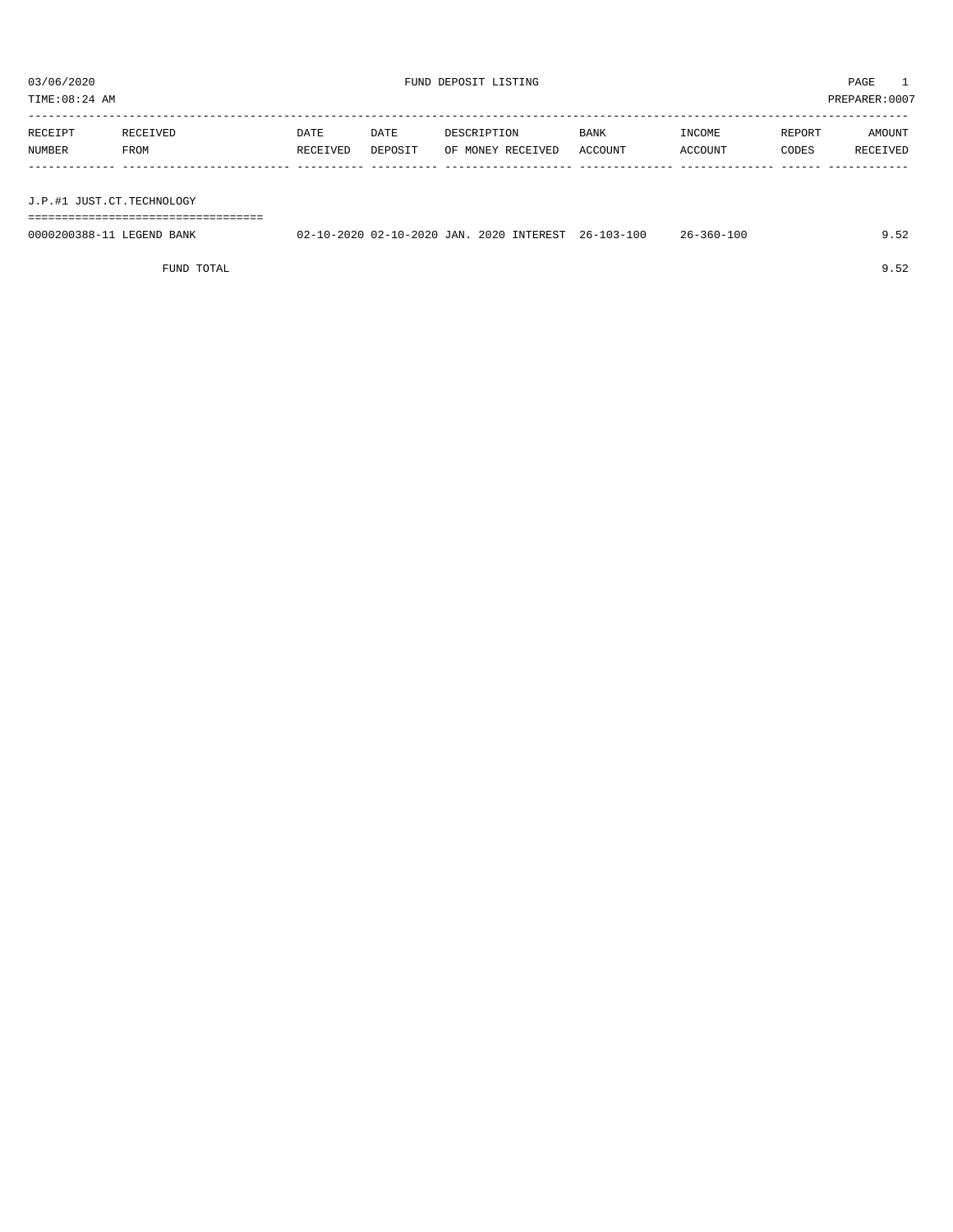03/06/2020 FUND DEPOSIT LISTING PAGE 1

TIME:08:24 AM PREPARER:0007

| RECEIPT NUMBER | RECEIVED FROM | DATE RECEIVED | DATE DEPOSIT | DESCRIPTION OF MONEY RECEIVED | BANK ACCOUNT | INCOME ACCOUNT | REPORT CODES | AMOUNT RECEIVED |
|---|---|---|---|---|---|---|---|---|
| **J.P.#1 JUST.CT.TECHNOLOGY** | | | | | | | | |
| 0000200388-11 | LEGEND BANK | 02-10-2020 | 02-10-2020 | JAN. 2020 INTEREST | 26-103-100 | 26-360-100 | | 9.52 |
| | FUND TOTAL | | | | | | | 9.52 |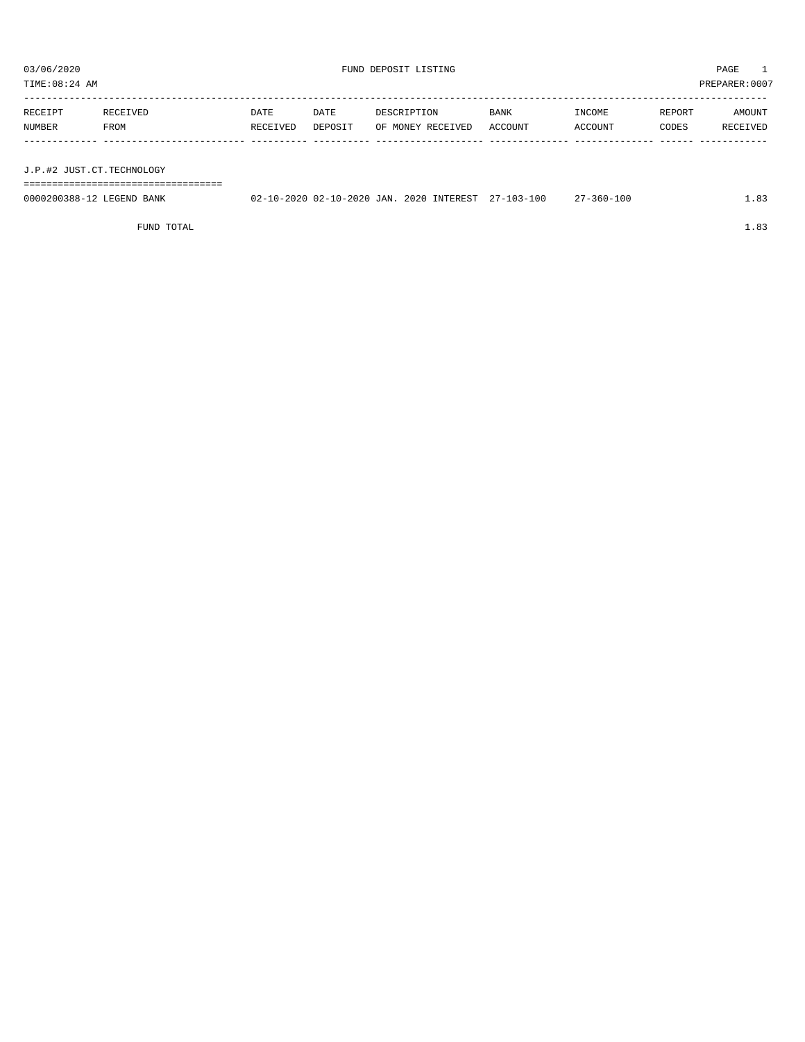03/06/2020 FUND DEPOSIT LISTING PAGE 1

TIME:08:24 AM PREPARER:0007

| RECEIPT NUMBER | RECEIVED FROM | DATE RECEIVED | DATE DEPOSIT | DESCRIPTION OF MONEY RECEIVED | BANK ACCOUNT | INCOME ACCOUNT | REPORT CODES | AMOUNT RECEIVED |
|---|---|---|---|---|---|---|---|---|
| **J.P.#2 JUST.CT.TECHNOLOGY** | | | | | | | | |
| 0000200388-12 | LEGEND BANK | 02-10-2020 | 02-10-2020 | JAN. 2020 INTEREST | 27-103-100 | 27-360-100 | | 1.83 |
| | FUND TOTAL | | | | | | | 1.83 |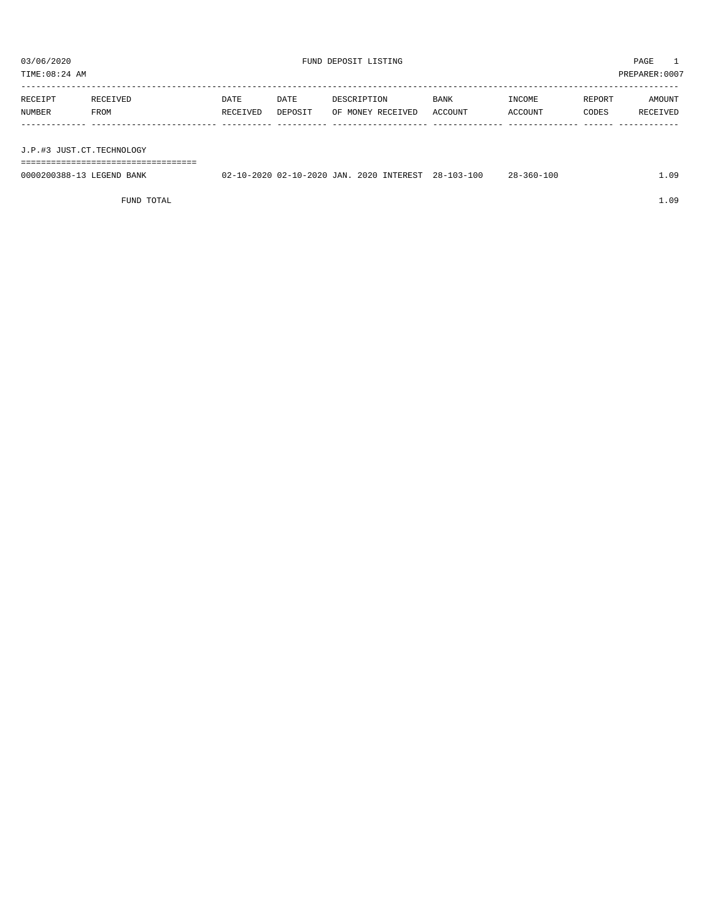03/06/2020 FUND DEPOSIT LISTING PAGE 1
TIME:08:24 AM PREPARER:0007

| RECEIPT NUMBER | RECEIVED FROM | DATE RECEIVED | DATE DEPOSIT | DESCRIPTION OF MONEY RECEIVED | BANK ACCOUNT | INCOME ACCOUNT | REPORT CODES | AMOUNT RECEIVED |
|---|---|---|---|---|---|---|---|---|
| **J.P.#3 JUST.CT.TECHNOLOGY** | | | | | | | | |
| 0000200388-13 | LEGEND BANK | 02-10-2020 | 02-10-2020 | JAN. 2020 INTEREST | 28-103-100 | 28-360-100 | | 1.09 |
| | FUND TOTAL | | | | | | | 1.09 |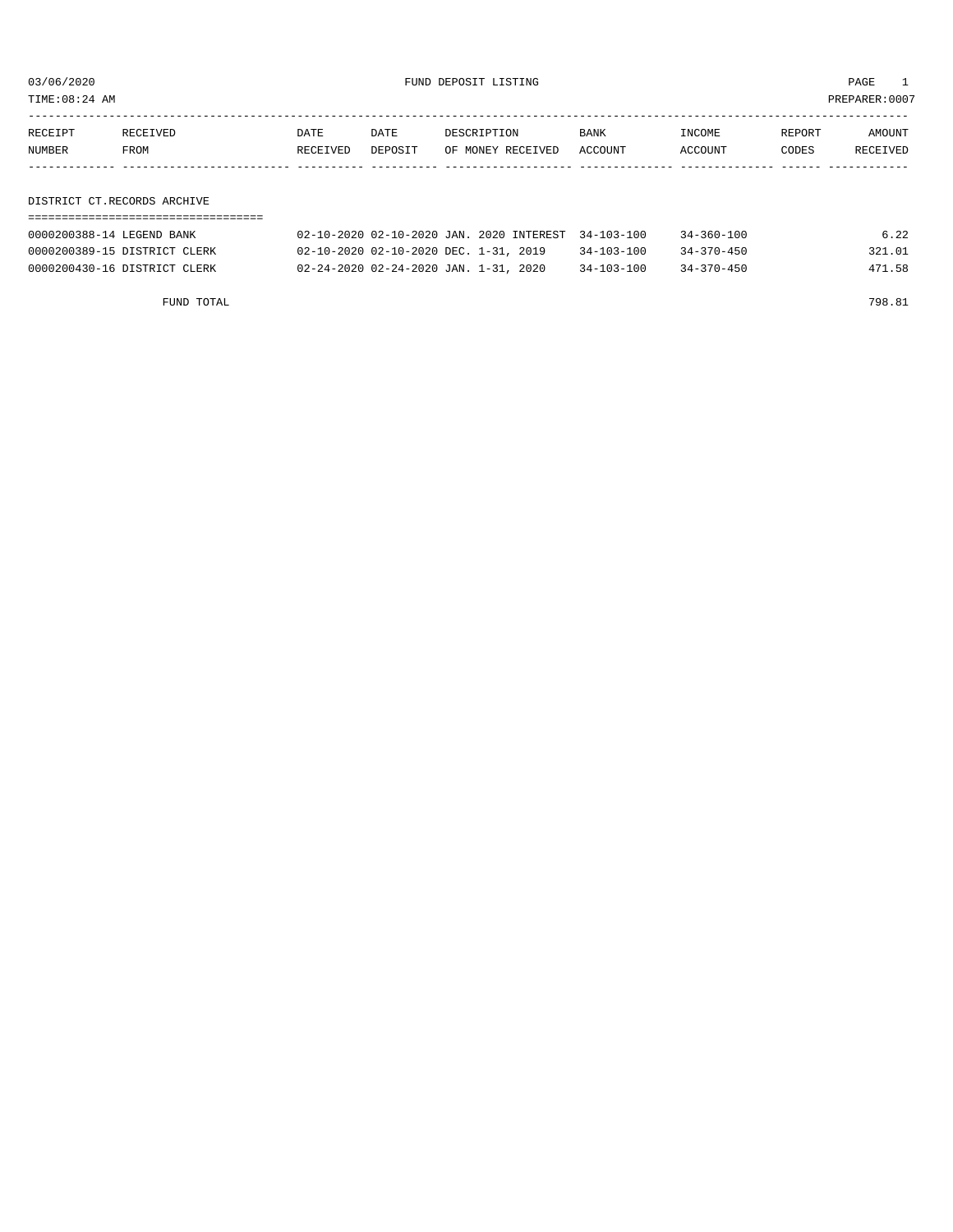03/06/2020 FUND DEPOSIT LISTING

TIME:08:24 AM PREPARER:0007

| RECEIPT NUMBER | RECEIVED FROM | DATE RECEIVED | DATE DEPOSIT | DESCRIPTION OF MONEY RECEIVED | BANK ACCOUNT | INCOME ACCOUNT | REPORT CODES | AMOUNT RECEIVED |
|---|---|---|---|---|---|---|---|---|

## DISTRICT CT.RECORDS ARCHIVE

| RECEIPT NUMBER | RECEIVED FROM | DATE RECEIVED | DATE DEPOSIT | DESCRIPTION OF MONEY RECEIVED | BANK ACCOUNT | INCOME ACCOUNT | REPORT CODES | AMOUNT RECEIVED |
|---|---|---|---|---|---|---|---|---|
| 0000200388-14 | LEGEND BANK | 02-10-2020 | 02-10-2020 | JAN. 2020 INTEREST | 34-103-100 | 34-360-100 | | 6.22 |
| 0000200389-15 | DISTRICT CLERK | 02-10-2020 | 02-10-2020 | DEC. 1-31, 2019 | 34-103-100 | 34-370-450 | | 321.01 |
| 0000200430-16 | DISTRICT CLERK | 02-24-2020 | 02-24-2020 | JAN. 1-31, 2020 | 34-103-100 | 34-370-450 | | 471.58 |

FUND TOTAL 798.81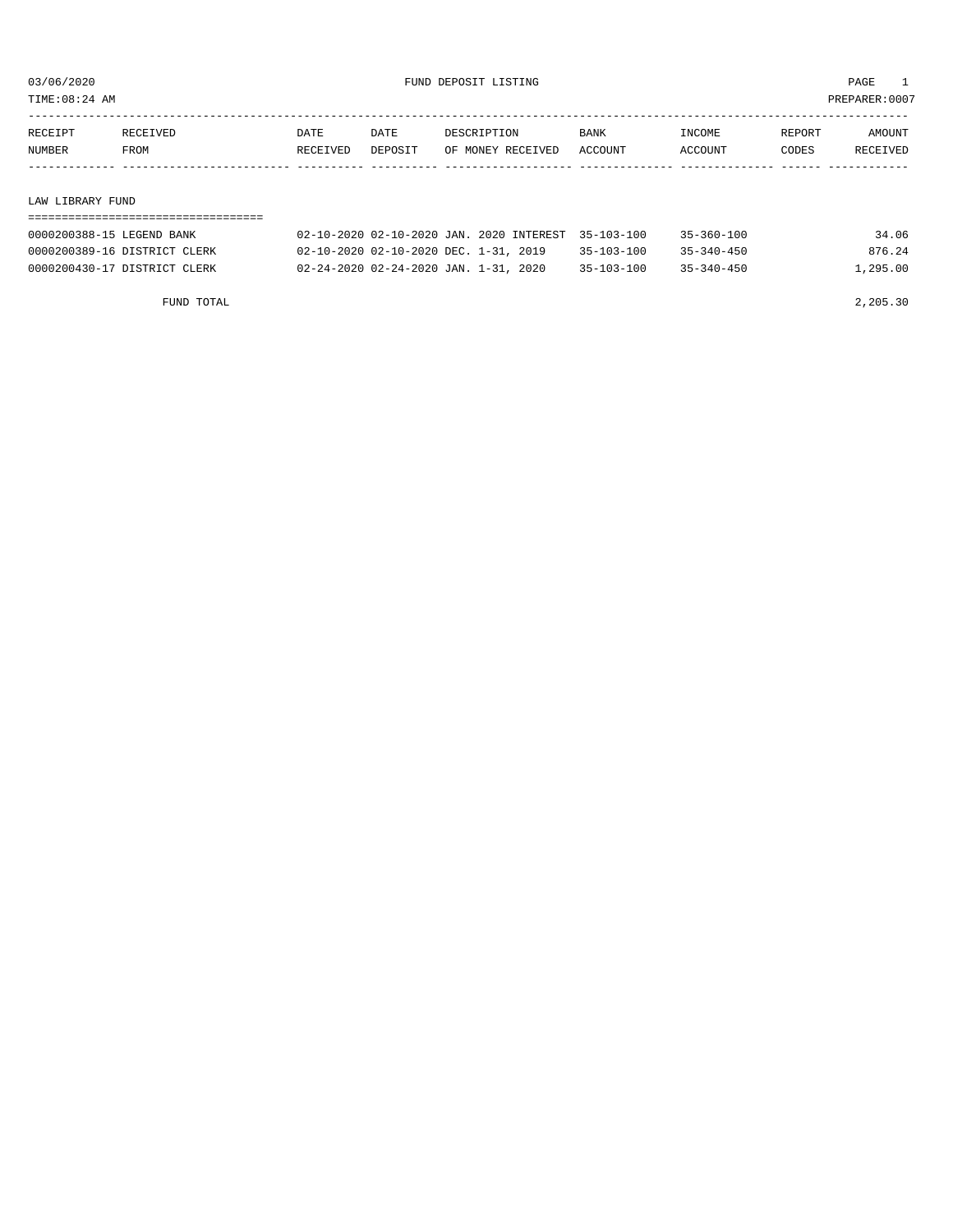03/06/2020 FUND DEPOSIT LISTING

TIME:08:24 AM PREPARER:0007

| RECEIPT NUMBER | RECEIVED FROM | DATE RECEIVED | DATE DEPOSIT | DESCRIPTION OF MONEY RECEIVED | BANK ACCOUNT | INCOME ACCOUNT | REPORT CODES | AMOUNT RECEIVED |
|---|---|---|---|---|---|---|---|---|

## LAW LIBRARY FUND

| RECEIPT NUMBER | RECEIVED FROM | DATE RECEIVED | DATE DEPOSIT | DESCRIPTION OF MONEY RECEIVED | BANK ACCOUNT | INCOME ACCOUNT | REPORT CODES | AMOUNT RECEIVED |
|---|---|---|---|---|---|---|---|---|
| 0000200388-15 | LEGEND BANK | 02-10-2020 | 02-10-2020 | JAN. 2020 INTEREST | 35-103-100 | 35-360-100 | | 34.06 |
| 0000200389-16 | DISTRICT CLERK | 02-10-2020 | 02-10-2020 | DEC. 1-31, 2019 | 35-103-100 | 35-340-450 | | 876.24 |
| 0000200430-17 | DISTRICT CLERK | 02-24-2020 | 02-24-2020 | JAN. 1-31, 2020 | 35-103-100 | 35-340-450 | | 1,295.00 |
| | FUND TOTAL | | | | | | | 2,205.30 |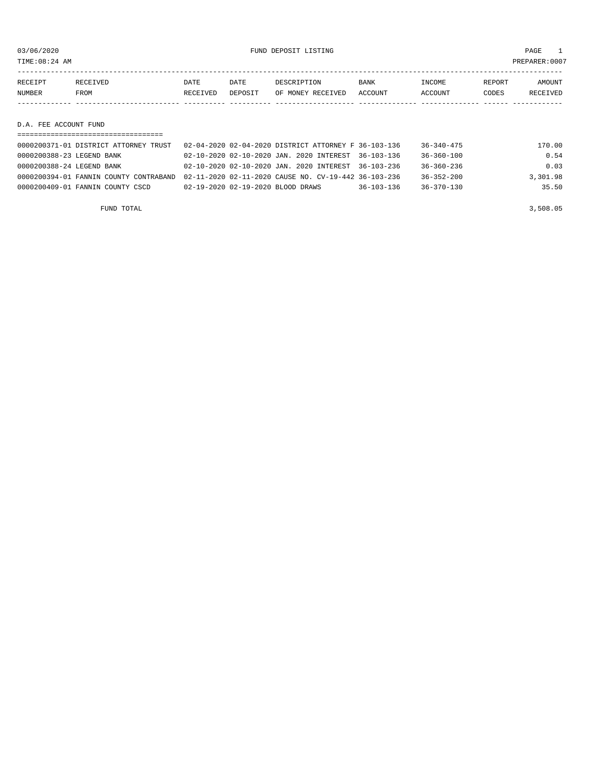03/06/2020 FUND DEPOSIT LISTING

TIME:08:24 AM PREPARER:0007

| RECEIPT NUMBER | RECEIVED FROM | DATE RECEIVED | DATE DEPOSIT | DESCRIPTION OF MONEY RECEIVED | BANK ACCOUNT | INCOME ACCOUNT | REPORT CODES | AMOUNT RECEIVED |
|---|---|---|---|---|---|---|---|---|
| **D.A. FEE ACCOUNT FUND** | | | | | | | | |
| 0000200371-01 | DISTRICT ATTORNEY TRUST | 02-04-2020 | 02-04-2020 | DISTRICT ATTORNEY F | 36-103-136 | 36-340-475 | | 170.00 |
| 0000200388-23 | LEGEND BANK | 02-10-2020 | 02-10-2020 | JAN. 2020 INTEREST | 36-103-136 | 36-360-100 | | 0.54 |
| 0000200388-24 | LEGEND BANK | 02-10-2020 | 02-10-2020 | JAN. 2020 INTEREST | 36-103-236 | 36-360-236 | | 0.03 |
| 0000200394-01 | FANNIN COUNTY CONTRABAND | 02-11-2020 | 02-11-2020 | CAUSE NO. CV-19-442 | 36-103-236 | 36-352-200 | | 3,301.98 |
| 0000200409-01 | FANNIN COUNTY CSCD | 02-19-2020 | 02-19-2020 | BLOOD DRAWS | 36-103-136 | 36-370-130 | | 35.50 |
| | FUND TOTAL | | | | | | | 3,508.05 |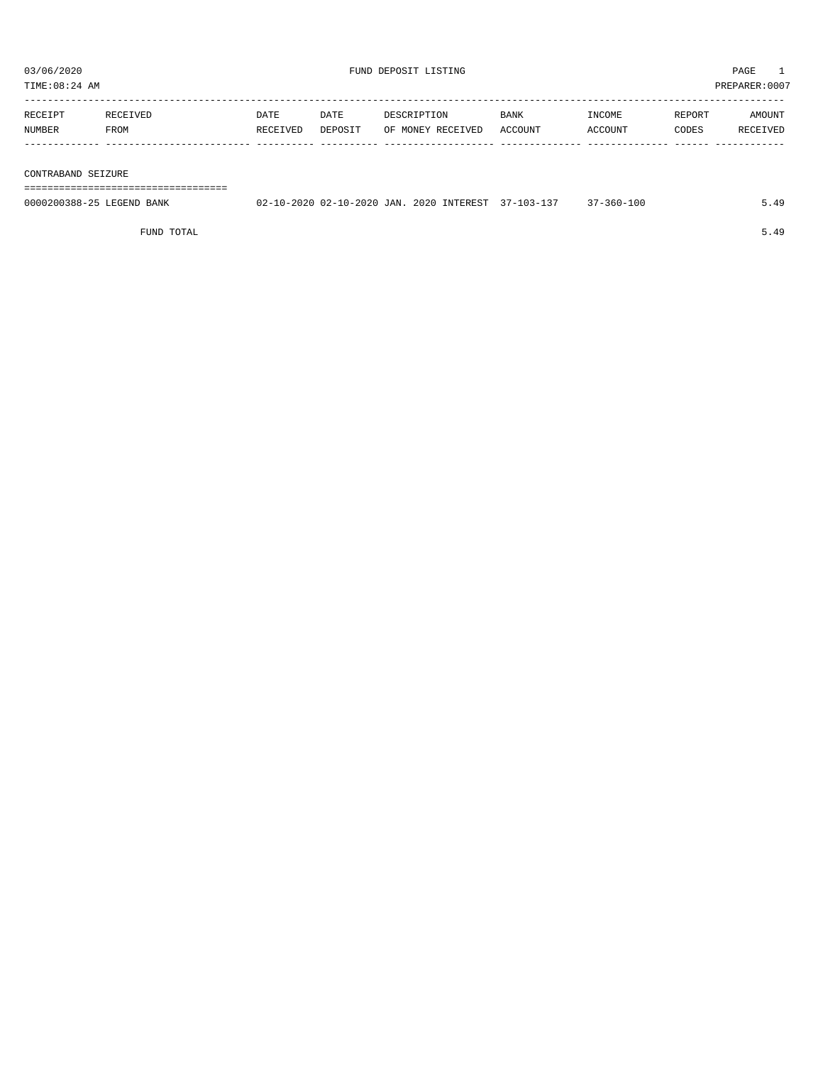03/06/2020 FUND DEPOSIT LISTING PAGE 1

TIME:08:24 AM PREPARER:0007

| RECEIPT NUMBER | RECEIVED FROM | DATE RECEIVED | DATE DEPOSIT | DESCRIPTION OF MONEY RECEIVED | BANK ACCOUNT | INCOME ACCOUNT | REPORT CODES | AMOUNT RECEIVED |
|---|---|---|---|---|---|---|---|---|
| **CONTRABAND SEIZURE** | | | | | | | | |
| 0000200388-25 | LEGEND BANK | 02-10-2020 | 02-10-2020 | JAN. 2020 INTEREST | 37-103-137 | 37-360-100 | | 5.49 |
| | FUND TOTAL | | | | | | | 5.49 |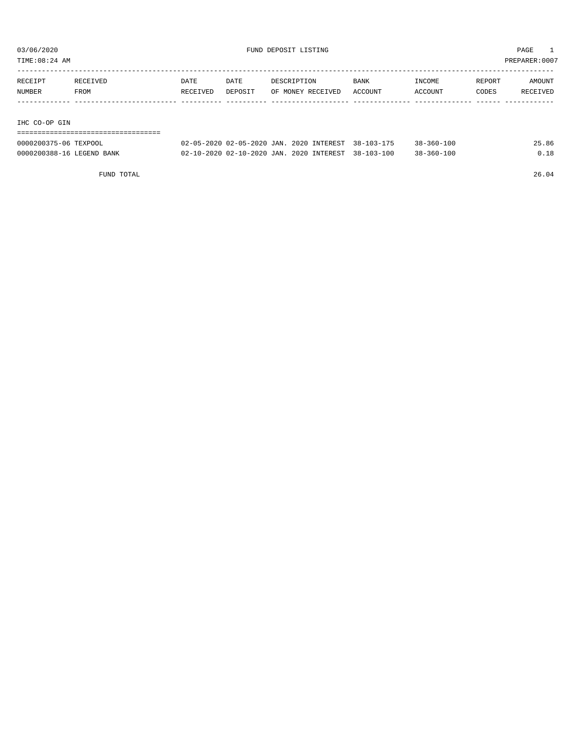03/06/2020 FUND DEPOSIT LISTING PAGE 1

TIME:08:24 AM PREPARER:0007

| RECEIPT NUMBER | RECEIVED FROM | DATE RECEIVED | DATE DEPOSIT | DESCRIPTION OF MONEY RECEIVED | BANK ACCOUNT | INCOME ACCOUNT | REPORT CODES | AMOUNT RECEIVED |
|---|---|---|---|---|---|---|---|---|
| **IHC CO-OP GIN** | | | | | | | | |
| 0000200375-06 | TEXPOOL | 02-05-2020 | 02-05-2020 | JAN. 2020 INTEREST | 38-103-175 | 38-360-100 | | 25.86 |
| 0000200388-16 | LEGEND BANK | 02-10-2020 | 02-10-2020 | JAN. 2020 INTEREST | 38-103-100 | 38-360-100 | | 0.18 |
| | FUND TOTAL | | | | | | | 26.04 |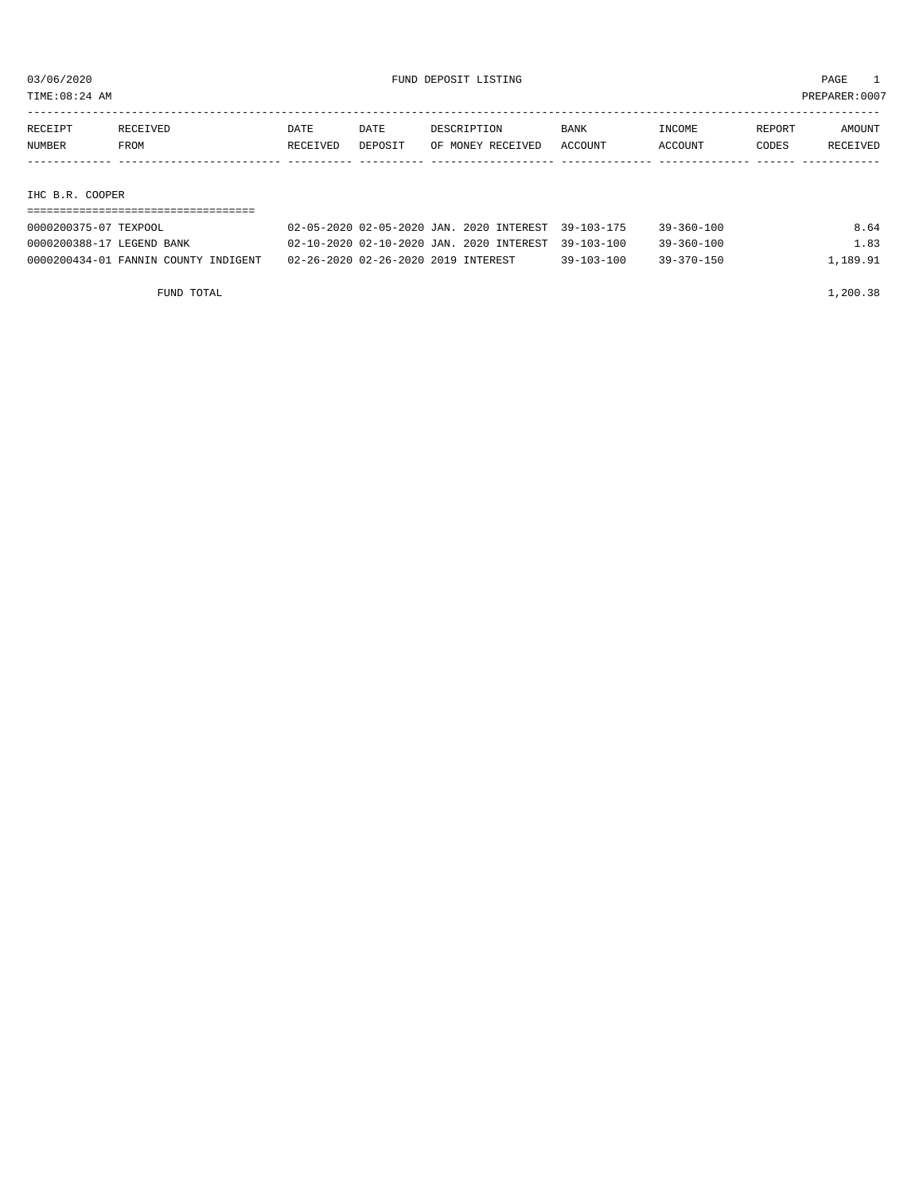03/06/2020 FUND DEPOSIT LISTING

TIME:08:24 AM PREPARER:0007

| RECEIPT NUMBER | RECEIVED FROM | DATE RECEIVED | DATE DEPOSIT | DESCRIPTION OF MONEY RECEIVED | BANK ACCOUNT | INCOME ACCOUNT | REPORT CODES | AMOUNT RECEIVED |
|---|---|---|---|---|---|---|---|---|

## IHC B.R. COOPER

| RECEIPT NUMBER | RECEIVED FROM | DATE RECEIVED | DATE DEPOSIT | DESCRIPTION OF MONEY RECEIVED | BANK ACCOUNT | INCOME ACCOUNT | REPORT CODES | AMOUNT RECEIVED |
|---|---|---|---|---|---|---|---|---|
| 0000200375-07 | TEXPOOL | 02-05-2020 | 02-05-2020 | JAN. 2020 INTEREST | 39-103-175 | 39-360-100 | | 8.64 |
| 0000200388-17 | LEGEND BANK | 02-10-2020 | 02-10-2020 | JAN. 2020 INTEREST | 39-103-100 | 39-360-100 | | 1.83 |
| 0000200434-01 | FANNIN COUNTY INDIGENT | 02-26-2020 | 02-26-2020 | 2019 INTEREST | 39-103-100 | 39-370-150 | | 1,189.91 |
| | FUND TOTAL | | | | | | | 1,200.38 |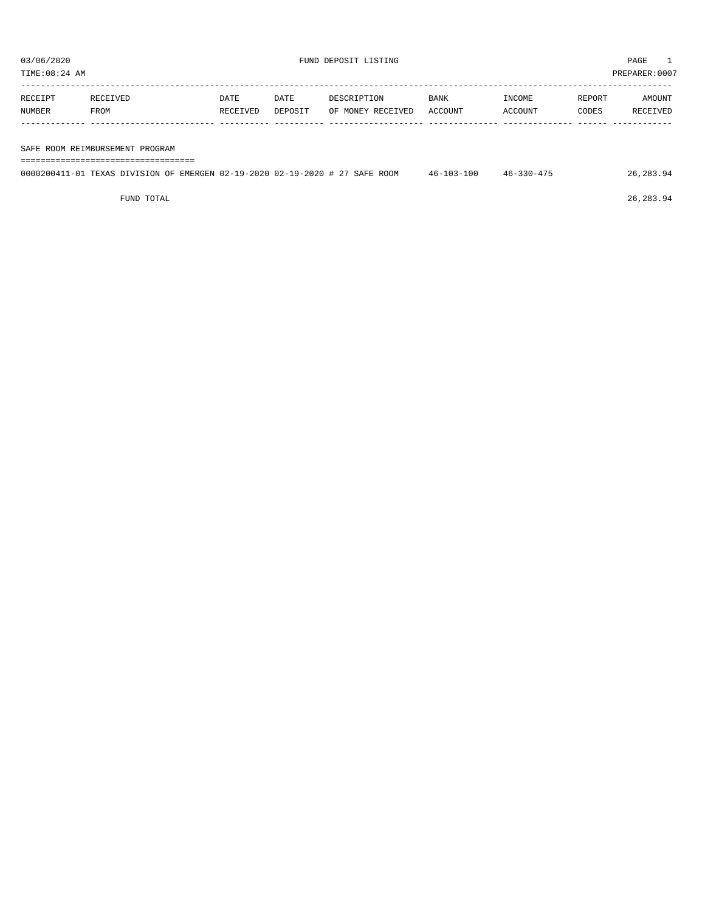03/06/2020 FUND DEPOSIT LISTING PAGE 1

TIME:08:24 AM PREPARER:0007

| RECEIPT NUMBER | RECEIVED FROM | DATE RECEIVED | DATE DEPOSIT | DESCRIPTION OF MONEY RECEIVED | BANK ACCOUNT | INCOME ACCOUNT | REPORT CODES | AMOUNT RECEIVED |
|---|---|---|---|---|---|---|---|---|
| **SAFE ROOM REIMBURSEMENT PROGRAM** | | | | | | | | |
| 0000200411-01 | TEXAS DIVISION OF EMERGEN | 02-19-2020 | 02-19-2020 | # 27 SAFE ROOM | 46-103-100 | 46-330-475 | | 26,283.94 |
| FUND TOTAL | | | | | | | | 26,283.94 |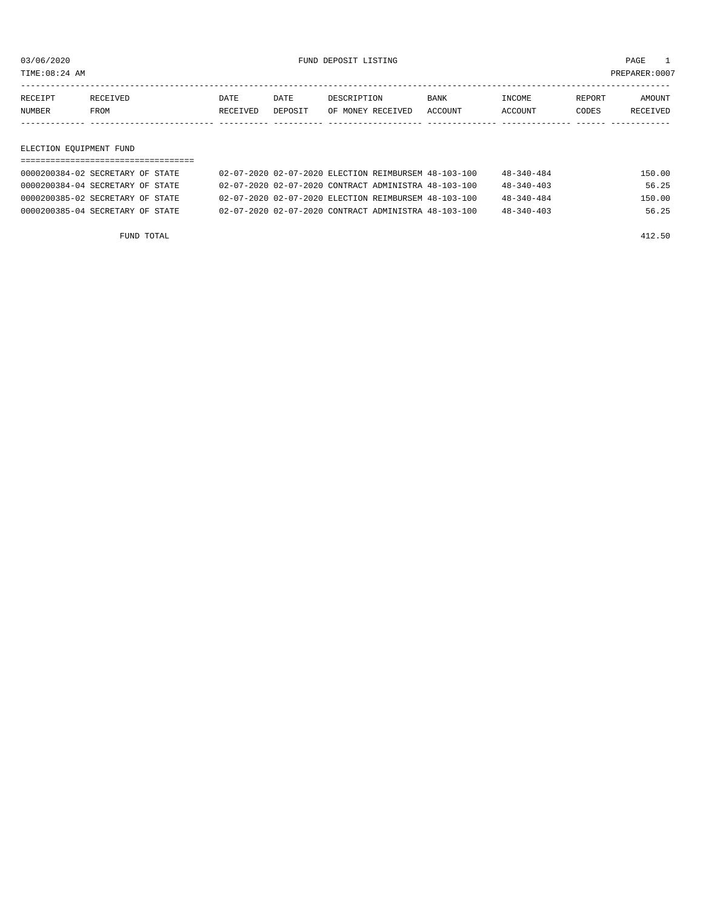03/06/2020 FUND DEPOSIT LISTING

TIME:08:24 AM PREPARER:0007

| RECEIPT NUMBER | RECEIVED FROM | DATE RECEIVED | DATE DEPOSIT | DESCRIPTION OF MONEY RECEIVED | BANK ACCOUNT | INCOME ACCOUNT | REPORT CODES | AMOUNT RECEIVED |
|---|---|---|---|---|---|---|---|---|

## ELECTION EQUIPMENT FUND

| RECEIPT NUMBER | RECEIVED FROM | DATE RECEIVED | DATE DEPOSIT | DESCRIPTION OF MONEY RECEIVED | BANK ACCOUNT | INCOME ACCOUNT | REPORT CODES | AMOUNT RECEIVED |
|---|---|---|---|---|---|---|---|---|
| 0000200384-02 | SECRETARY OF STATE | 02-07-2020 | 02-07-2020 | ELECTION REIMBURSEM | 48-103-100 | 48-340-484 | | 150.00 |
| 0000200384-04 | SECRETARY OF STATE | 02-07-2020 | 02-07-2020 | CONTRACT ADMINISTRA | 48-103-100 | 48-340-403 | | 56.25 |
| 0000200385-02 | SECRETARY OF STATE | 02-07-2020 | 02-07-2020 | ELECTION REIMBURSEM | 48-103-100 | 48-340-484 | | 150.00 |
| 0000200385-04 | SECRETARY OF STATE | 02-07-2020 | 02-07-2020 | CONTRACT ADMINISTRA | 48-103-100 | 48-340-403 | | 56.25 |
| | FUND TOTAL | | | | | | | 412.50 |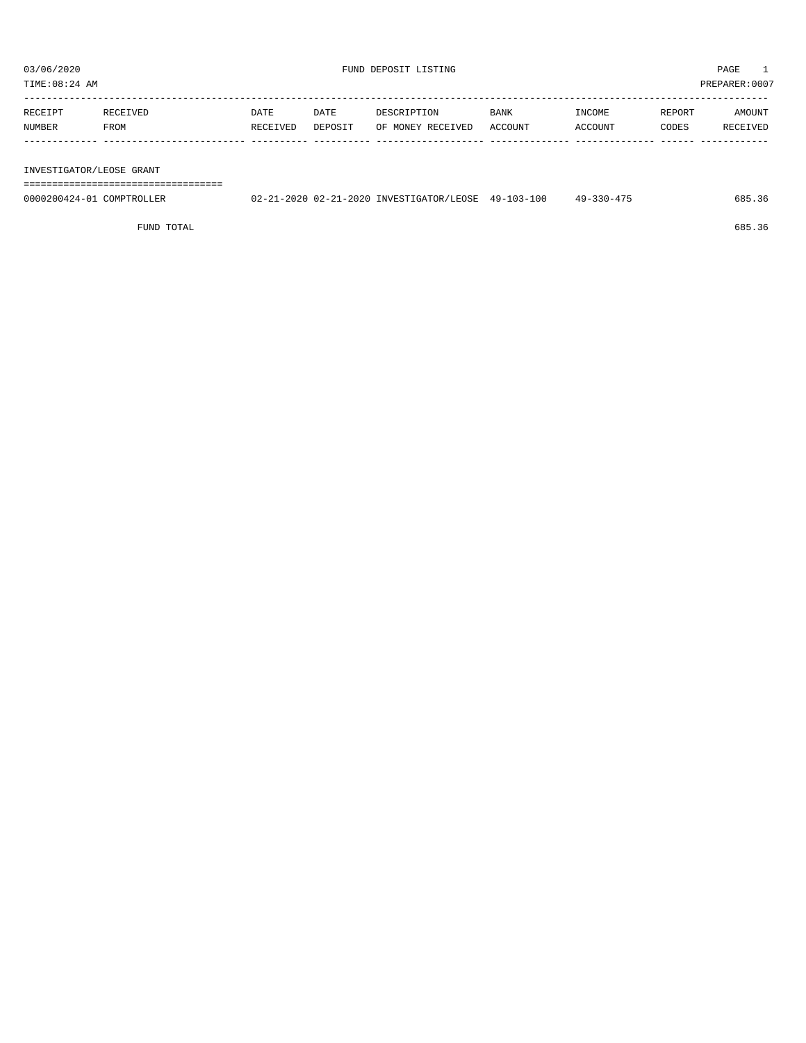03/06/2020 FUND DEPOSIT LISTING PAGE 1

TIME:08:24 AM PREPARER:0007

| RECEIPT NUMBER | RECEIVED FROM | DATE RECEIVED | DATE DEPOSIT | DESCRIPTION OF MONEY RECEIVED | BANK ACCOUNT | INCOME ACCOUNT | REPORT CODES | AMOUNT RECEIVED |
|---|---|---|---|---|---|---|---|---|
| **INVESTIGATOR/LEOSE GRANT** | | | | | | | | |
| 0000200424-01 | COMPTROLLER | 02-21-2020 | 02-21-2020 | INVESTIGATOR/LEOSE | 49-103-100 | 49-330-475 | | 685.36 |
| | FUND TOTAL | | | | | | | 685.36 |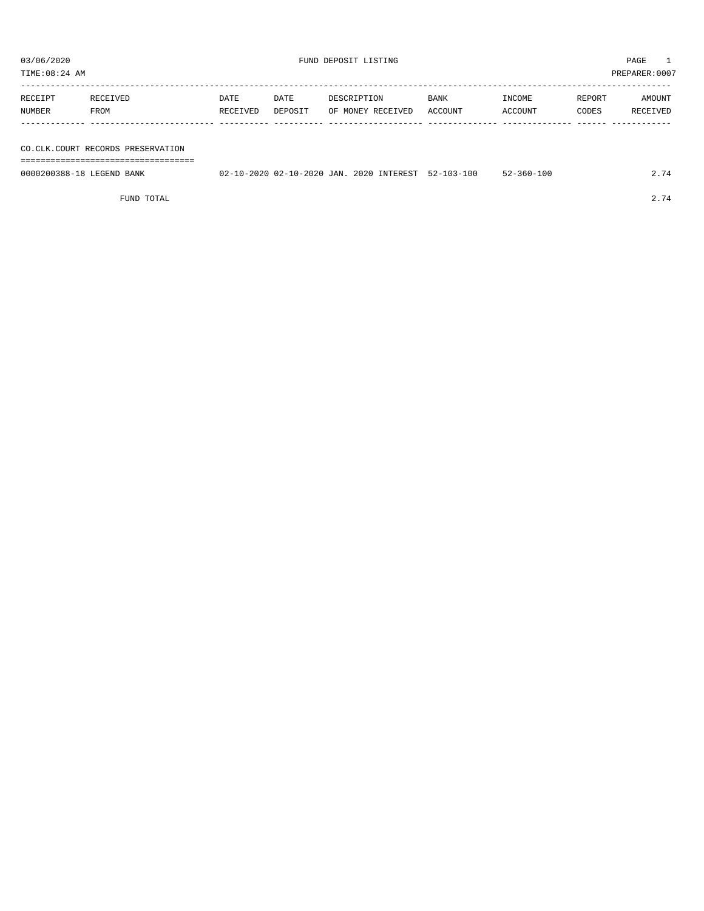03/06/2020 FUND DEPOSIT LISTING PAGE 1

TIME:08:24 AM PREPARER:0007

| RECEIPT NUMBER | RECEIVED FROM | DATE RECEIVED | DATE DEPOSIT | DESCRIPTION OF MONEY RECEIVED | BANK ACCOUNT | INCOME ACCOUNT | REPORT CODES | AMOUNT RECEIVED |
|---|---|---|---|---|---|---|---|---|
| **CO.CLK.COURT RECORDS PRESERVATION** | | | | | | | | |
| 0000200388-18 | LEGEND BANK | 02-10-2020 | 02-10-2020 | JAN. 2020 INTEREST | 52-103-100 | 52-360-100 | | 2.74 |
| | FUND TOTAL | | | | | | | 2.74 |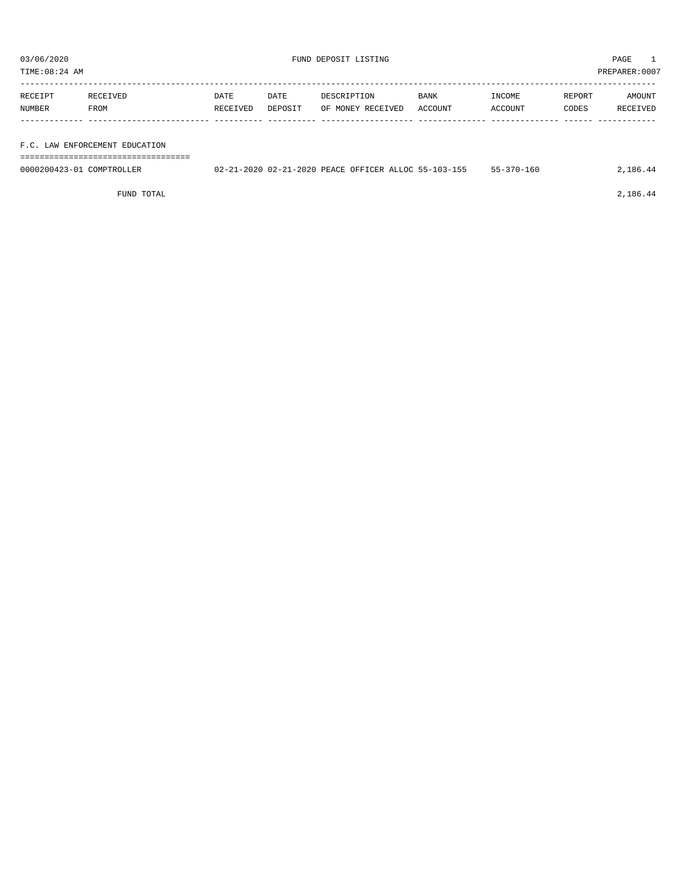03/06/2020 FUND DEPOSIT LISTING PAGE 1

TIME:08:24 AM PREPARER:0007

| RECEIPT NUMBER | RECEIVED FROM | DATE RECEIVED | DATE DEPOSIT | DESCRIPTION OF MONEY RECEIVED | BANK ACCOUNT | INCOME ACCOUNT | REPORT CODES | AMOUNT RECEIVED |
|---|---|---|---|---|---|---|---|---|
| **F.C. LAW ENFORCEMENT EDUCATION** | | | | | | | | |
| 0000200423-01 | COMPTROLLER | 02-21-2020 | 02-21-2020 | PEACE OFFICER ALLOC | 55-103-155 | 55-370-160 | | 2,186.44 |
| | FUND TOTAL | | | | | | | 2,186.44 |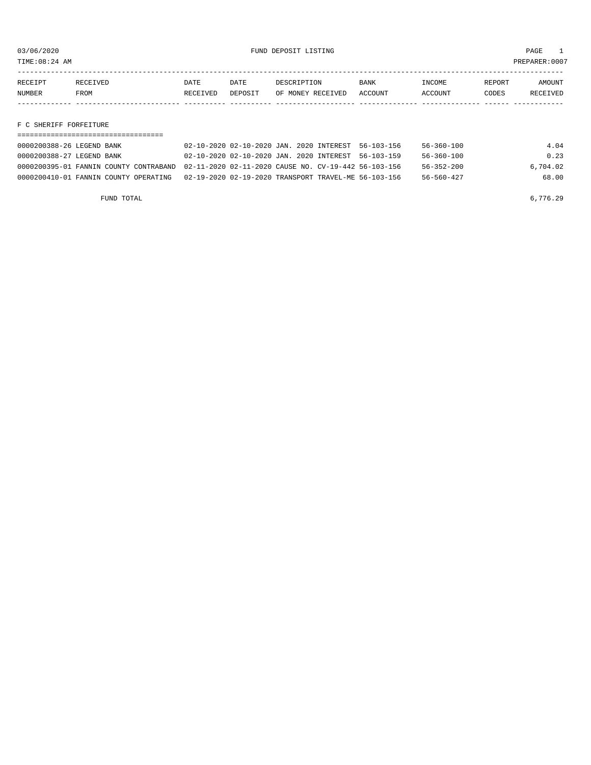03/06/2020 FUND DEPOSIT LISTING PAGE 1

TIME:08:24 AM PREPARER:0007

| RECEIPT NUMBER | RECEIVED FROM | DATE RECEIVED | DATE DEPOSIT | DESCRIPTION OF MONEY RECEIVED | BANK ACCOUNT | INCOME ACCOUNT | REPORT CODES | AMOUNT RECEIVED |
|---|---|---|---|---|---|---|---|---|

## F C SHERIFF FORFEITURE

| RECEIPT NUMBER | RECEIVED FROM | DATE RECEIVED | DATE DEPOSIT | DESCRIPTION OF MONEY RECEIVED | BANK ACCOUNT | INCOME ACCOUNT | REPORT CODES | AMOUNT RECEIVED |
|---|---|---|---|---|---|---|---|---|
| 0000200388-26 | LEGEND BANK | 02-10-2020 | 02-10-2020 | JAN. 2020 INTEREST | 56-103-156 | 56-360-100 | | 4.04 |
| 0000200388-27 | LEGEND BANK | 02-10-2020 | 02-10-2020 | JAN. 2020 INTEREST | 56-103-159 | 56-360-100 | | 0.23 |
| 0000200395-01 | FANNIN COUNTY CONTRABAND | 02-11-2020 | 02-11-2020 | CAUSE NO. CV-19-442 | 56-103-156 | 56-352-200 | | 6,704.02 |
| 0000200410-01 | FANNIN COUNTY OPERATING | 02-19-2020 | 02-19-2020 | TRANSPORT TRAVEL-ME | 56-103-156 | 56-560-427 | | 68.00 |
| | FUND TOTAL | | | | | | | 6,776.29 |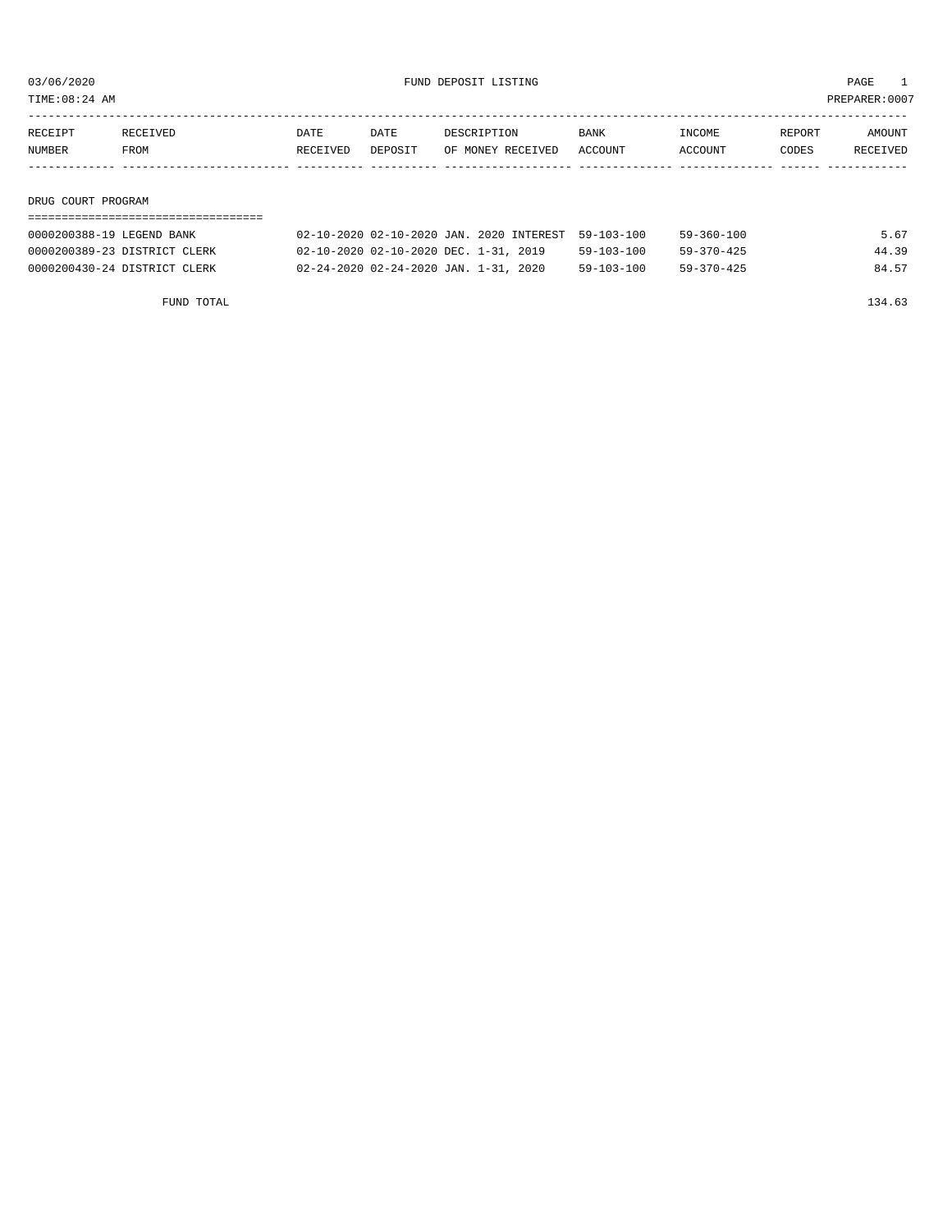03/06/2020 FUND DEPOSIT LISTING PAGE 1

TIME:08:24 AM PREPARER:0007

| RECEIPT NUMBER | RECEIVED FROM | DATE RECEIVED | DATE DEPOSIT | DESCRIPTION OF MONEY RECEIVED | BANK ACCOUNT | INCOME ACCOUNT | REPORT CODES | AMOUNT RECEIVED |
|---|---|---|---|---|---|---|---|---|
| **DRUG COURT PROGRAM** | | | | | | | | |
| 0000200388-19 | LEGEND BANK | 02-10-2020 | 02-10-2020 | JAN. 2020 INTEREST | 59-103-100 | 59-360-100 | | 5.67 |
| 0000200389-23 | DISTRICT CLERK | 02-10-2020 | 02-10-2020 | DEC. 1-31, 2019 | 59-103-100 | 59-370-425 | | 44.39 |
| 0000200430-24 | DISTRICT CLERK | 02-24-2020 | 02-24-2020 | JAN. 1-31, 2020 | 59-103-100 | 59-370-425 | | 84.57 |
| | FUND TOTAL | | | | | | | 134.63 |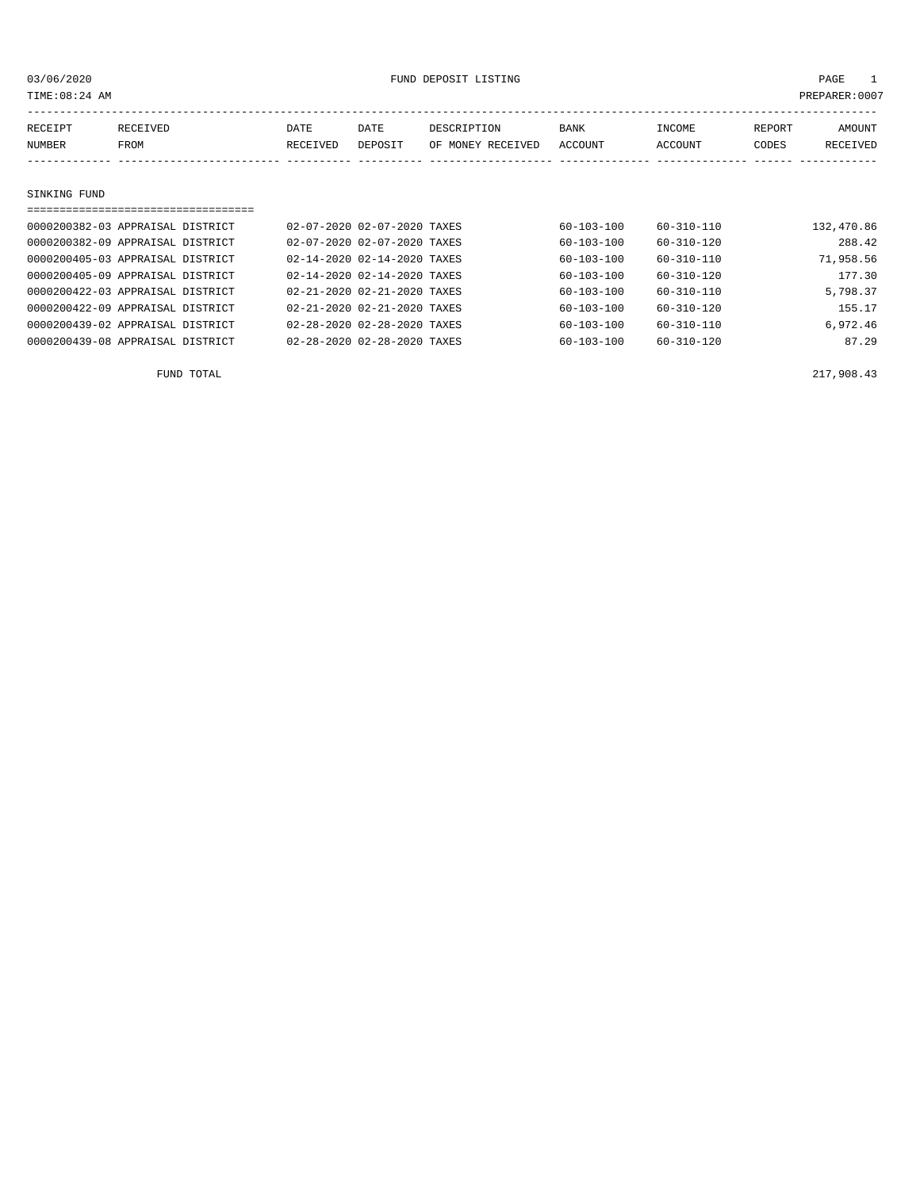03/06/2020 FUND DEPOSIT LISTING

TIME:08:24 AM PREPARER:0007

| RECEIPT NUMBER | RECEIVED FROM | DATE RECEIVED | DATE DEPOSIT | DESCRIPTION OF MONEY RECEIVED | BANK ACCOUNT | INCOME ACCOUNT | REPORT CODES | AMOUNT RECEIVED |
|---|---|---|---|---|---|---|---|---|
| **SINKING FUND** | | | | | | | | |
| 0000200382-03 | APPRAISAL DISTRICT | 02-07-2020 | 02-07-2020 | TAXES | 60-103-100 | 60-310-110 | | 132,470.86 |
| 0000200382-09 | APPRAISAL DISTRICT | 02-07-2020 | 02-07-2020 | TAXES | 60-103-100 | 60-310-120 | | 288.42 |
| 0000200405-03 | APPRAISAL DISTRICT | 02-14-2020 | 02-14-2020 | TAXES | 60-103-100 | 60-310-110 | | 71,958.56 |
| 0000200405-09 | APPRAISAL DISTRICT | 02-14-2020 | 02-14-2020 | TAXES | 60-103-100 | 60-310-120 | | 177.30 |
| 0000200422-03 | APPRAISAL DISTRICT | 02-21-2020 | 02-21-2020 | TAXES | 60-103-100 | 60-310-110 | | 5,798.37 |
| 0000200422-09 | APPRAISAL DISTRICT | 02-21-2020 | 02-21-2020 | TAXES | 60-103-100 | 60-310-120 | | 155.17 |
| 0000200439-02 | APPRAISAL DISTRICT | 02-28-2020 | 02-28-2020 | TAXES | 60-103-100 | 60-310-110 | | 6,972.46 |
| 0000200439-08 | APPRAISAL DISTRICT | 02-28-2020 | 02-28-2020 | TAXES | 60-103-100 | 60-310-120 | | 87.29 |
| | FUND TOTAL | | | | | | | 217,908.43 |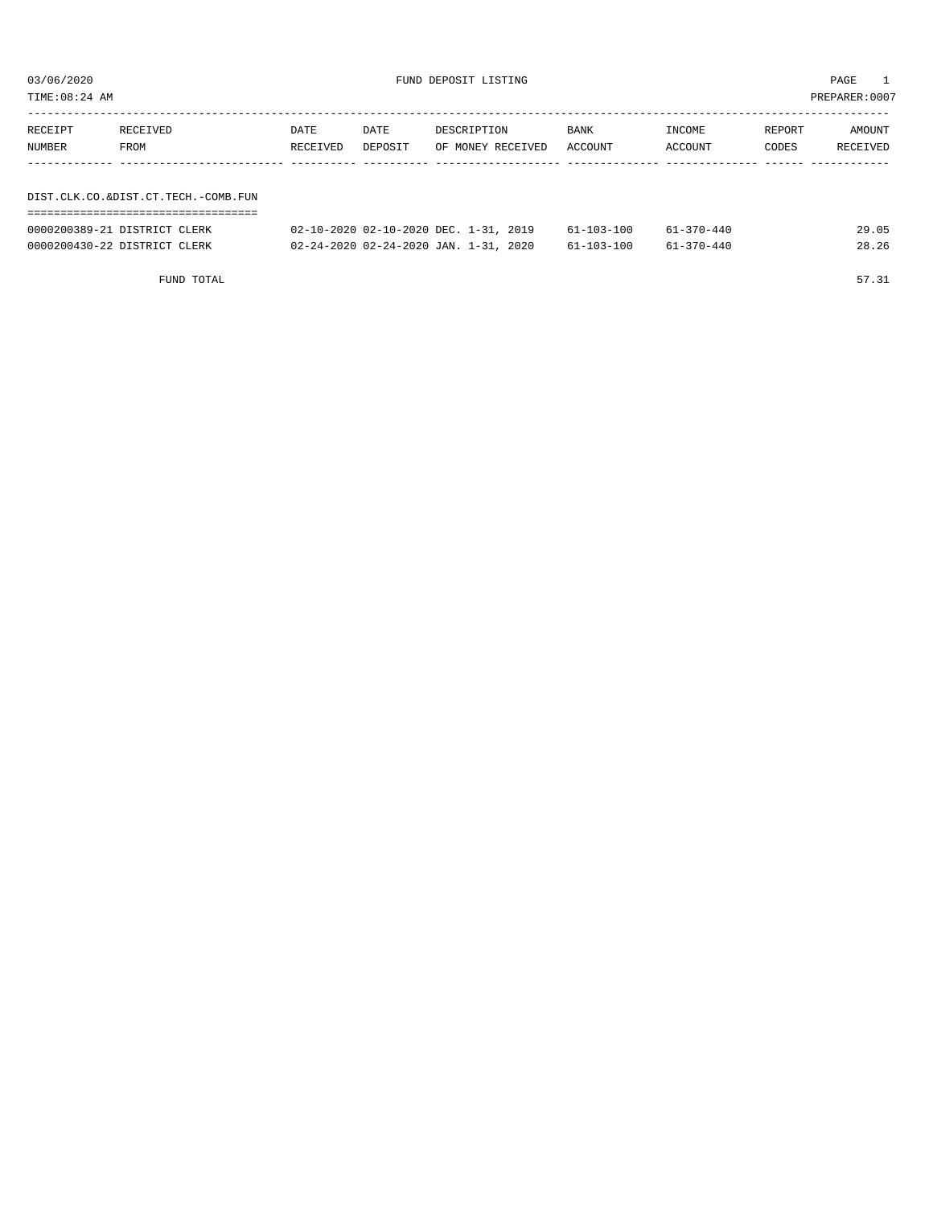03/06/2020 FUND DEPOSIT LISTING

TIME:08:24 AM PREPARER:0007

| RECEIPT NUMBER | RECEIVED FROM | DATE RECEIVED | DATE DEPOSIT | DESCRIPTION OF MONEY RECEIVED | BANK ACCOUNT | INCOME ACCOUNT | REPORT CODES | AMOUNT RECEIVED |
|---|---|---|---|---|---|---|---|---|
| **DIST.CLK.CO.&DIST.CT.TECH.-COMB.FUN** | | | | | | | | |
| 0000200389-21 | DISTRICT CLERK | 02-10-2020 | 02-10-2020 | DEC. 1-31, 2019 | 61-103-100 | 61-370-440 | | 29.05 |
| 0000200430-22 | DISTRICT CLERK | 02-24-2020 | 02-24-2020 | JAN. 1-31, 2020 | 61-103-100 | 61-370-440 | | 28.26 |
| | FUND TOTAL | | | | | | | 57.31 |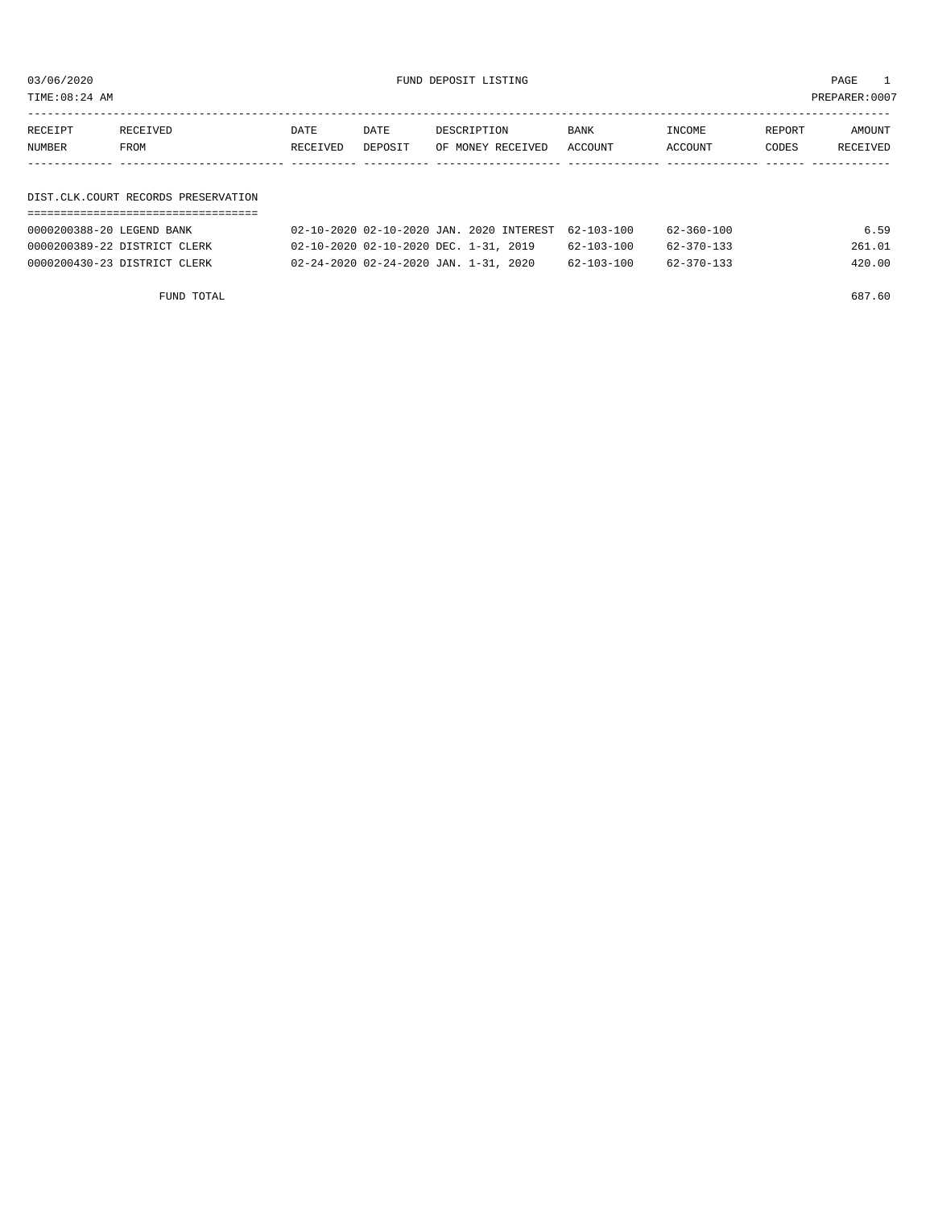03/06/2020 FUND DEPOSIT LISTING

TIME:08:24 AM PREPARER:0007

| RECEIPT NUMBER | RECEIVED FROM | DATE RECEIVED | DATE DEPOSIT | DESCRIPTION OF MONEY RECEIVED | BANK ACCOUNT | INCOME ACCOUNT | REPORT CODES | AMOUNT RECEIVED |
|---|---|---|---|---|---|---|---|---|
| **DIST.CLK.COURT RECORDS PRESERVATION** | | | | | | | | |
| 0000200388-20 | LEGEND BANK | 02-10-2020 | 02-10-2020 | JAN. 2020 INTEREST | 62-103-100 | 62-360-100 | | 6.59 |
| 0000200389-22 | DISTRICT CLERK | 02-10-2020 | 02-10-2020 | DEC. 1-31, 2019 | 62-103-100 | 62-370-133 | | 261.01 |
| 0000200430-23 | DISTRICT CLERK | 02-24-2020 | 02-24-2020 | JAN. 1-31, 2020 | 62-103-100 | 62-370-133 | | 420.00 |
| | FUND TOTAL | | | | | | | 687.60 |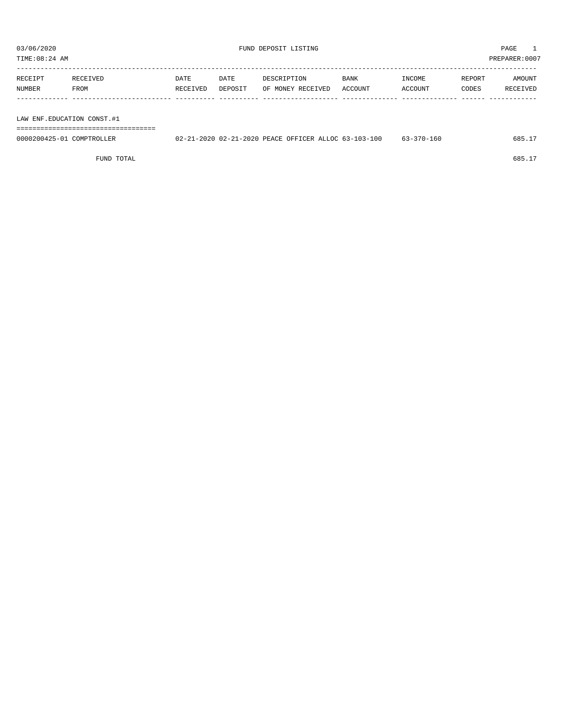03/06/2020 FUND DEPOSIT LISTING PAGE 1
TIME:08:24 AM PREPARER:0007

| RECEIPT NUMBER | RECEIVED FROM | DATE RECEIVED | DATE DEPOSIT | DESCRIPTION OF MONEY RECEIVED | BANK ACCOUNT | INCOME ACCOUNT | REPORT CODES | AMOUNT RECEIVED |
|---|---|---|---|---|---|---|---|---|
| **LAW ENF.EDUCATION CONST.#1** | | | | | | | | |
| 0000200425-01 | COMPTROLLER | 02-21-2020 | 02-21-2020 | PEACE OFFICER ALLOC | 63-103-100 | 63-370-160 | | 685.17 |
| | FUND TOTAL | | | | | | | 685.17 |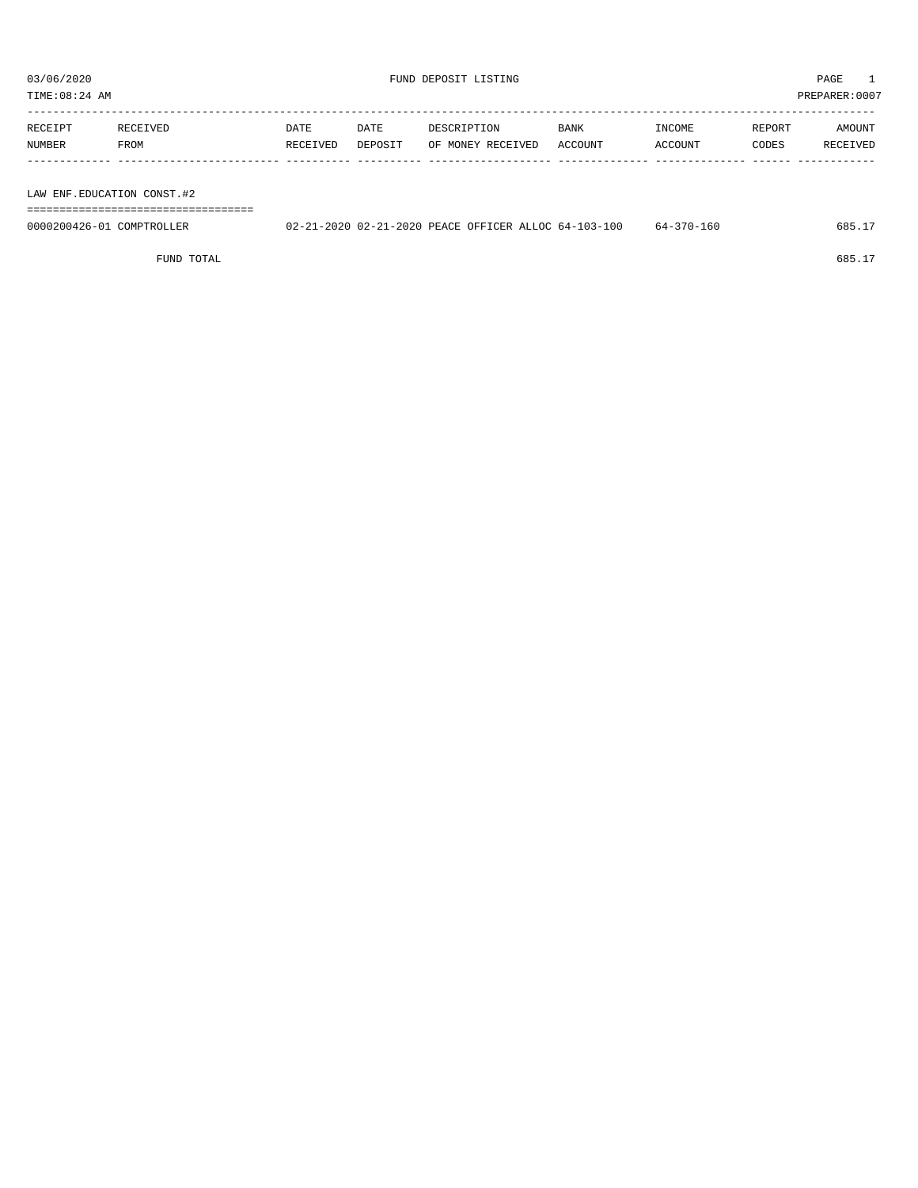03/06/2020 FUND DEPOSIT LISTING PAGE 1

TIME:08:24 AM PREPARER:0007

| RECEIPT NUMBER | RECEIVED FROM | DATE RECEIVED | DATE DEPOSIT | DESCRIPTION OF MONEY RECEIVED | BANK ACCOUNT | INCOME ACCOUNT | REPORT CODES | AMOUNT RECEIVED |
|---|---|---|---|---|---|---|---|---|
| LAW ENF.EDUCATION CONST.#2 | | | | | | | | |
| 0000200426-01 | COMPTROLLER | 02-21-2020 | 02-21-2020 | PEACE OFFICER ALLOC | 64-103-100 | 64-370-160 | | 685.17 |
| | FUND TOTAL | | | | | | | 685.17 |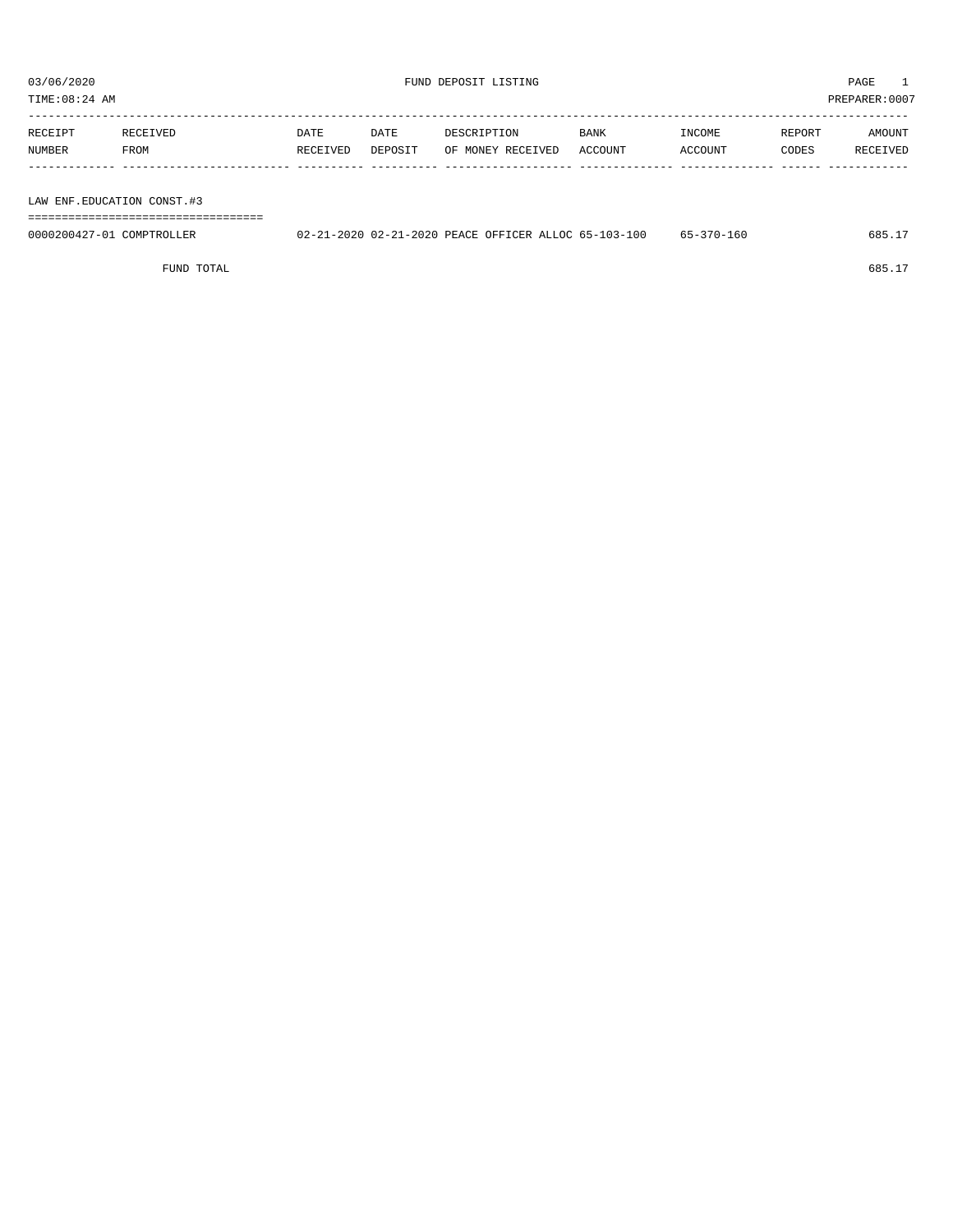03/06/2020 FUND DEPOSIT LISTING PAGE 1

TIME:08:24 AM PREPARER:0007

| RECEIPT NUMBER | RECEIVED FROM | DATE RECEIVED | DATE DEPOSIT | DESCRIPTION OF MONEY RECEIVED | BANK ACCOUNT | INCOME ACCOUNT | REPORT CODES | AMOUNT RECEIVED |
|---|---|---|---|---|---|---|---|---|
| **LAW ENF.EDUCATION CONST.#3** | | | | | | | | |
| 0000200427-01 | COMPTROLLER | 02-21-2020 | 02-21-2020 | PEACE OFFICER ALLOC | 65-103-100 | 65-370-160 | | 685.17 |
| | FUND TOTAL | | | | | | | 685.17 |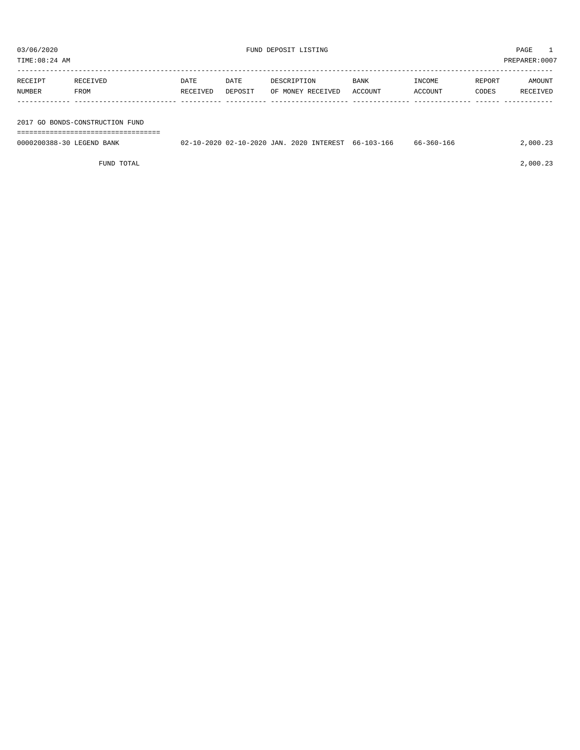03/06/2020 FUND DEPOSIT LISTING PAGE 1

TIME:08:24 AM PREPARER:0007

| RECEIPT NUMBER | RECEIVED FROM | DATE RECEIVED | DATE DEPOSIT | DESCRIPTION OF MONEY RECEIVED | BANK ACCOUNT | INCOME ACCOUNT | REPORT CODES | AMOUNT RECEIVED |
|---|---|---|---|---|---|---|---|---|
| **2017 GO BONDS-CONSTRUCTION FUND** | | | | | | | | |
| 0000200388-30 | LEGEND BANK | 02-10-2020 | 02-10-2020 | JAN. 2020 INTEREST | 66-103-166 | 66-360-166 | | 2,000.23 |
| | FUND TOTAL | | | | | | | 2,000.23 |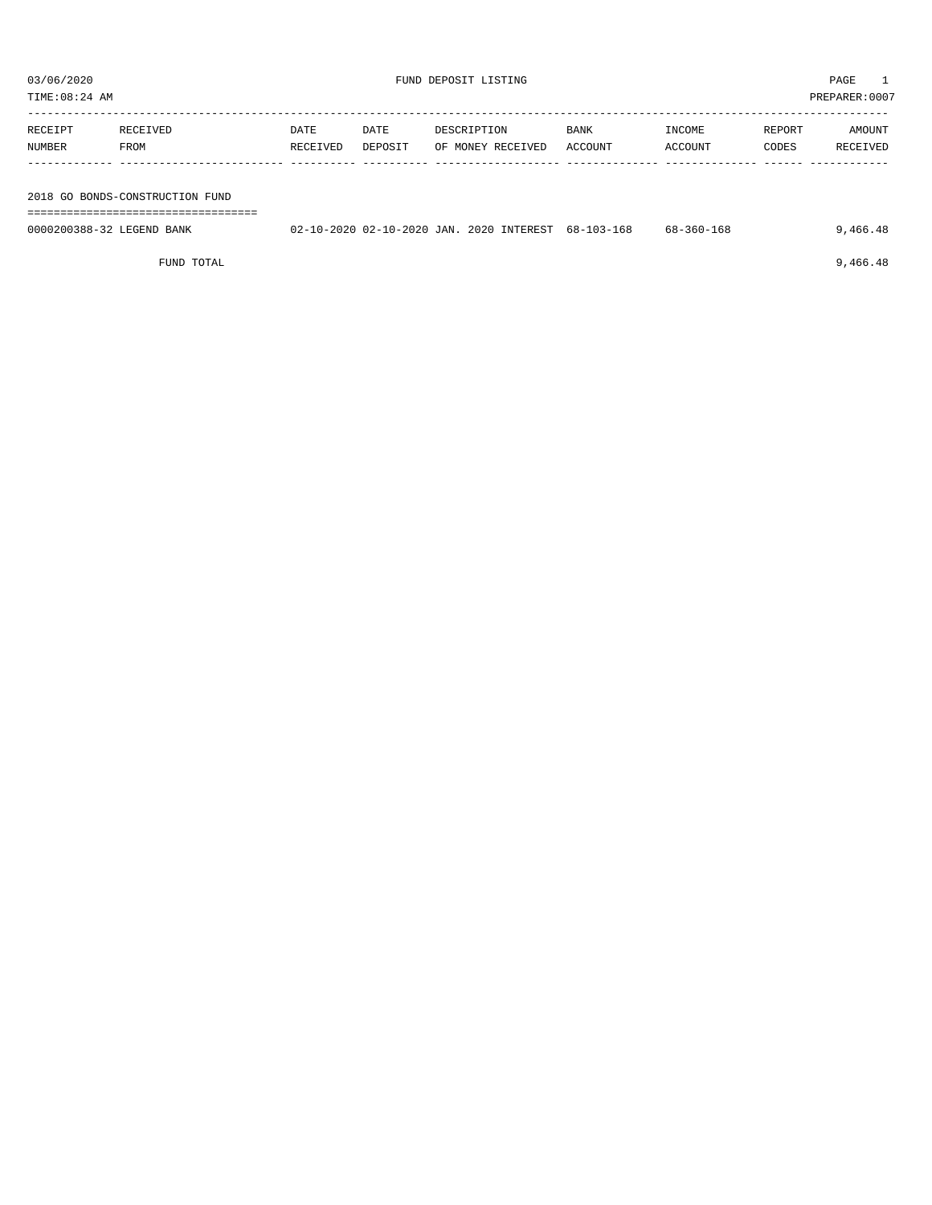03/06/2020 FUND DEPOSIT LISTING PAGE 1

TIME:08:24 AM PREPARER:0007

| RECEIPT NUMBER | RECEIVED FROM | DATE RECEIVED | DATE DEPOSIT | DESCRIPTION OF MONEY RECEIVED | BANK ACCOUNT | INCOME ACCOUNT | REPORT CODES | AMOUNT RECEIVED |
|---|---|---|---|---|---|---|---|---|
| **2018 GO BONDS-CONSTRUCTION FUND** | | | | | | | | |
| 0000200388-32 | LEGEND BANK | 02-10-2020 | 02-10-2020 | JAN. 2020 INTEREST | 68-103-168 | 68-360-168 | | 9,466.48 |
| | FUND TOTAL | | | | | | | 9,466.48 |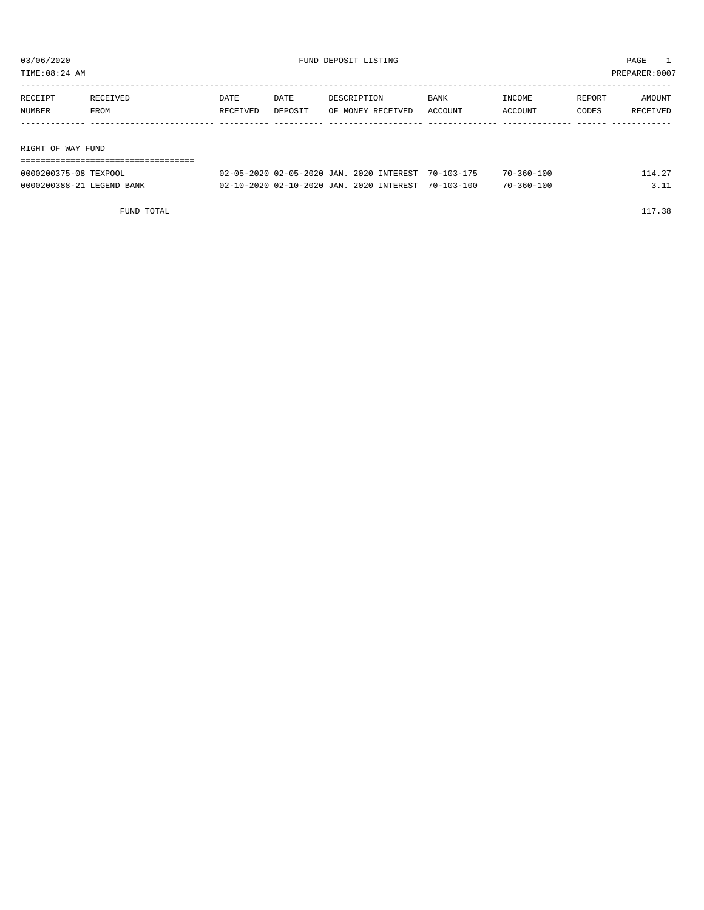FUND DEPOSIT LISTING

03/06/2020
TIME:08:24 AM
PREPARER:0007

| RECEIPT NUMBER | RECEIVED FROM | DATE RECEIVED | DATE DEPOSIT | DESCRIPTION OF MONEY RECEIVED | BANK ACCOUNT | INCOME ACCOUNT | REPORT CODES | AMOUNT RECEIVED |
|---|---|---|---|---|---|---|---|---|
| **RIGHT OF WAY FUND** | | | | | | | | |
| 0000200375-08 | TEXPOOL | 02-05-2020 | 02-05-2020 | JAN. 2020 INTEREST | 70-103-175 | 70-360-100 | | 114.27 |
| 0000200388-21 | LEGEND BANK | 02-10-2020 | 02-10-2020 | JAN. 2020 INTEREST | 70-103-100 | 70-360-100 | | 3.11 |
| | FUND TOTAL | | | | | | | 117.38 |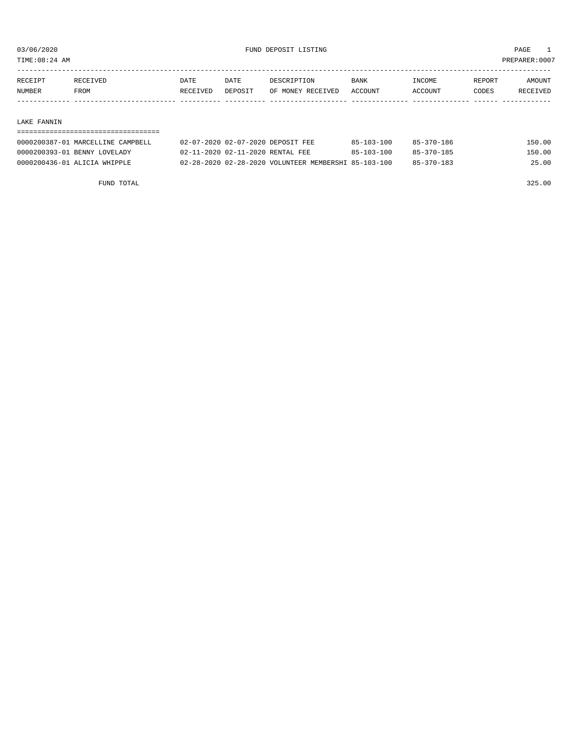FUND DEPOSIT LISTING

03/06/2020
TIME:08:24 AM
PREPARER:0007

| RECEIPT NUMBER | RECEIVED FROM | DATE RECEIVED | DATE DEPOSIT | DESCRIPTION OF MONEY RECEIVED | BANK ACCOUNT | INCOME ACCOUNT | REPORT CODES | AMOUNT RECEIVED |
|---|---|---|---|---|---|---|---|---|
| **LAKE FANNIN** | | | | | | | | |
| 0000200387-01 | MARCELLINE CAMPBELL | 02-07-2020 | 02-07-2020 | DEPOSIT FEE | 85-103-100 | 85-370-186 | | 150.00 |
| 0000200393-01 | BENNY LOVELADY | 02-11-2020 | 02-11-2020 | RENTAL FEE | 85-103-100 | 85-370-185 | | 150.00 |
| 0000200436-01 | ALICIA WHIPPLE | 02-28-2020 | 02-28-2020 | VOLUNTEER MEMBERSHI | 85-103-100 | 85-370-183 | | 25.00 |
| | FUND TOTAL | | | | | | | 325.00 |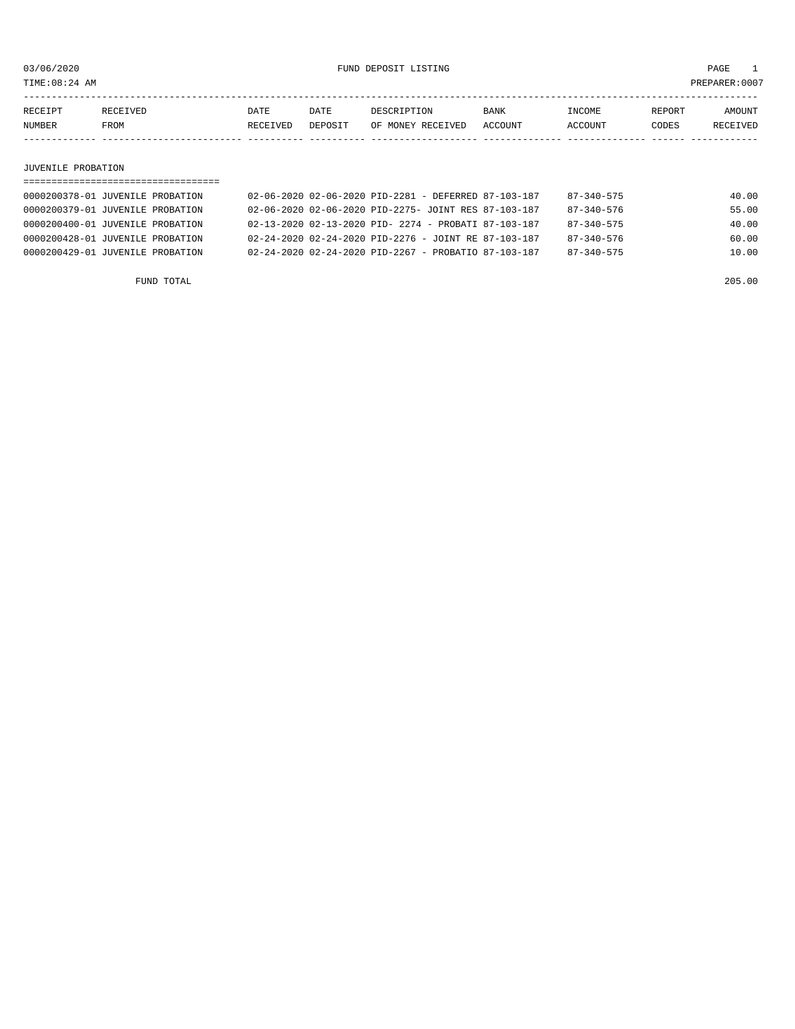03/06/2020 FUND DEPOSIT LISTING PAGE 1

TIME:08:24 AM PREPARER:0007

| RECEIPT NUMBER | RECEIVED FROM | DATE RECEIVED | DATE DEPOSIT | DESCRIPTION OF MONEY RECEIVED | BANK ACCOUNT | INCOME ACCOUNT | REPORT CODES | AMOUNT RECEIVED |
|---|---|---|---|---|---|---|---|---|

## JUVENILE PROBATION

| RECEIPT NUMBER | RECEIVED FROM | DATE RECEIVED | DATE DEPOSIT | DESCRIPTION OF MONEY RECEIVED | BANK ACCOUNT | INCOME ACCOUNT | REPORT CODES | AMOUNT RECEIVED |
|---|---|---|---|---|---|---|---|---|
| 0000200378-01 | JUVENILE PROBATION | 02-06-2020 | 02-06-2020 | PID-2281 - DEFERRED | 87-103-187 | 87-340-575 | | 40.00 |
| 0000200379-01 | JUVENILE PROBATION | 02-06-2020 | 02-06-2020 | PID-2275- JOINT RES | 87-103-187 | 87-340-576 | | 55.00 |
| 0000200400-01 | JUVENILE PROBATION | 02-13-2020 | 02-13-2020 | PID- 2274 - PROBATI | 87-103-187 | 87-340-575 | | 40.00 |
| 0000200428-01 | JUVENILE PROBATION | 02-24-2020 | 02-24-2020 | PID-2276 - JOINT RE | 87-103-187 | 87-340-576 | | 60.00 |
| 0000200429-01 | JUVENILE PROBATION | 02-24-2020 | 02-24-2020 | PID-2267 - PROBATIO | 87-103-187 | 87-340-575 | | 10.00 |
| | FUND TOTAL | | | | | | | 205.00 |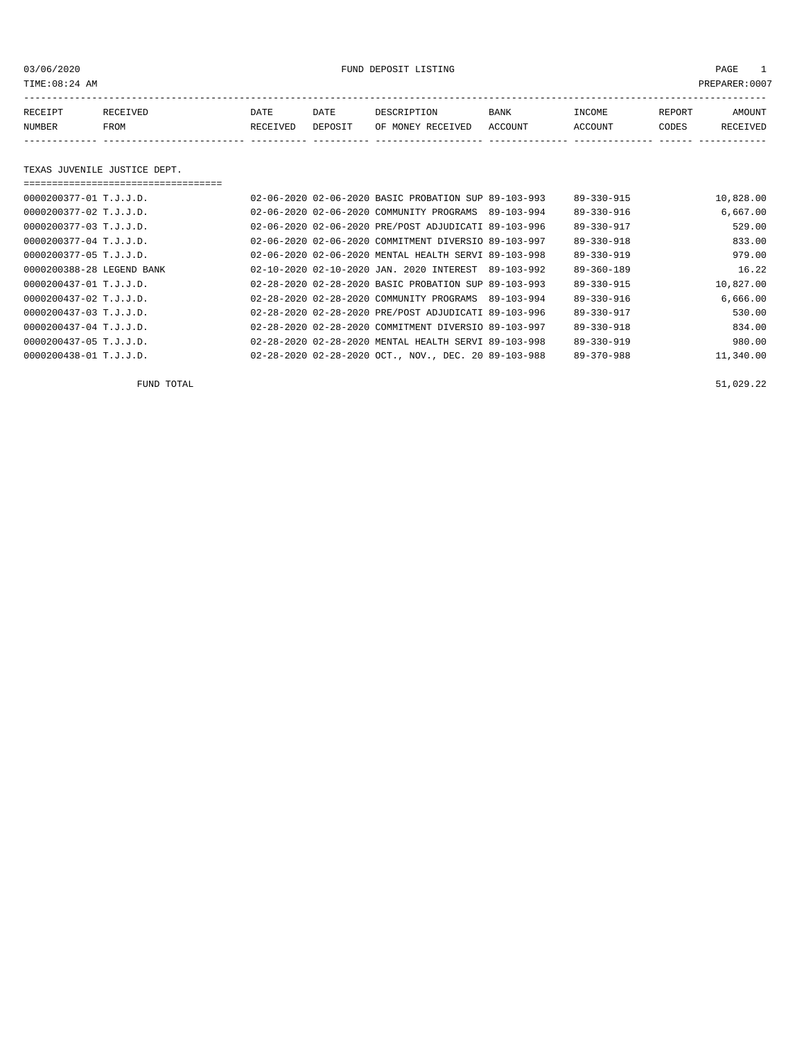03/06/2020 FUND DEPOSIT LISTING PAGE 1

TIME:08:24 AM PREPARER:0007

| RECEIPT NUMBER | RECEIVED FROM | DATE RECEIVED | DATE DEPOSIT | DESCRIPTION OF MONEY RECEIVED | BANK ACCOUNT | INCOME ACCOUNT | REPORT CODES | AMOUNT RECEIVED |
|---|---|---|---|---|---|---|---|---|

TEXAS JUVENILE JUSTICE DEPT.

| RECEIPT NUMBER | RECEIVED FROM | DATE RECEIVED | DATE DEPOSIT | DESCRIPTION OF MONEY RECEIVED | BANK ACCOUNT | INCOME ACCOUNT | REPORT CODES | AMOUNT RECEIVED |
|---|---|---|---|---|---|---|---|---|
| 0000200377-01 | T.J.J.D. | 02-06-2020 | 02-06-2020 | BASIC PROBATION SUP | 89-103-993 | 89-330-915 | | 10,828.00 |
| 0000200377-02 | T.J.J.D. | 02-06-2020 | 02-06-2020 | COMMUNITY PROGRAMS | 89-103-994 | 89-330-916 | | 6,667.00 |
| 0000200377-03 | T.J.J.D. | 02-06-2020 | 02-06-2020 | PRE/POST ADJUDICATI | 89-103-996 | 89-330-917 | | 529.00 |
| 0000200377-04 | T.J.J.D. | 02-06-2020 | 02-06-2020 | COMMITMENT DIVERSIO | 89-103-997 | 89-330-918 | | 833.00 |
| 0000200377-05 | T.J.J.D. | 02-06-2020 | 02-06-2020 | MENTAL HEALTH SERVI | 89-103-998 | 89-330-919 | | 979.00 |
| 0000200388-28 | LEGEND BANK | 02-10-2020 | 02-10-2020 | JAN. 2020 INTEREST | 89-103-992 | 89-360-189 | | 16.22 |
| 0000200437-01 | T.J.J.D. | 02-28-2020 | 02-28-2020 | BASIC PROBATION SUP | 89-103-993 | 89-330-915 | | 10,827.00 |
| 0000200437-02 | T.J.J.D. | 02-28-2020 | 02-28-2020 | COMMUNITY PROGRAMS | 89-103-994 | 89-330-916 | | 6,666.00 |
| 0000200437-03 | T.J.J.D. | 02-28-2020 | 02-28-2020 | PRE/POST ADJUDICATI | 89-103-996 | 89-330-917 | | 530.00 |
| 0000200437-04 | T.J.J.D. | 02-28-2020 | 02-28-2020 | COMMITMENT DIVERSIO | 89-103-997 | 89-330-918 | | 834.00 |
| 0000200437-05 | T.J.J.D. | 02-28-2020 | 02-28-2020 | MENTAL HEALTH SERVI | 89-103-998 | 89-330-919 | | 980.00 |
| 0000200438-01 | T.J.J.D. | 02-28-2020 | 02-28-2020 | OCT., NOV., DEC. 20 | 89-103-988 | 89-370-988 | | 11,340.00 |

FUND TOTAL 51,029.22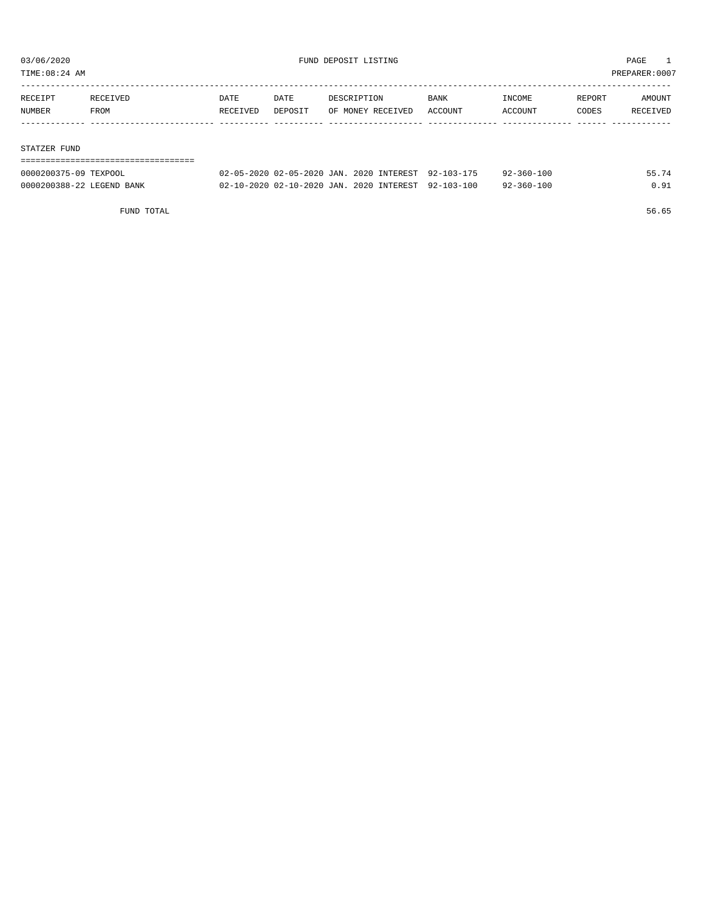03/06/2020 FUND DEPOSIT LISTING PAGE 1

TIME:08:24 AM PREPARER:0007

| RECEIPT NUMBER | RECEIVED FROM | DATE RECEIVED | DATE DEPOSIT | DESCRIPTION OF MONEY RECEIVED | BANK ACCOUNT | INCOME ACCOUNT | REPORT CODES | AMOUNT RECEIVED |
|---|---|---|---|---|---|---|---|---|
| **STATZER FUND** | | | | | | | | |
| 0000200375-09 | TEXPOOL | 02-05-2020 | 02-05-2020 | JAN. 2020 INTEREST | 92-103-175 | 92-360-100 | | 55.74 |
| 0000200388-22 | LEGEND BANK | 02-10-2020 | 02-10-2020 | JAN. 2020 INTEREST | 92-103-100 | 92-360-100 | | 0.91 |
| | FUND TOTAL | | | | | | | 56.65 |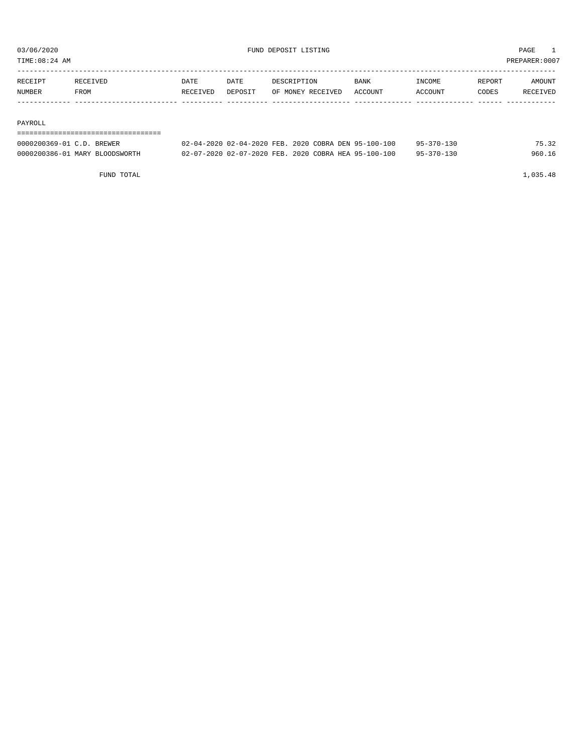03/06/2020 FUND DEPOSIT LISTING

TIME:08:24 AM PREPARER:0007

| RECEIPT NUMBER | RECEIVED FROM | DATE RECEIVED | DATE DEPOSIT | DESCRIPTION OF MONEY RECEIVED | BANK ACCOUNT | INCOME ACCOUNT | REPORT CODES | AMOUNT RECEIVED |
|---|---|---|---|---|---|---|---|---|
| **PAYROLL** | | | | | | | | |
| 0000200369-01 | C.D. BREWER | 02-04-2020 | 02-04-2020 | FEB. 2020 COBRA DEN | 95-100-100 | 95-370-130 | | 75.32 |
| 0000200386-01 | MARY BLOODSWORTH | 02-07-2020 | 02-07-2020 | FEB. 2020 COBRA HEA | 95-100-100 | 95-370-130 | | 960.16 |
| | FUND TOTAL | | | | | | | 1,035.48 |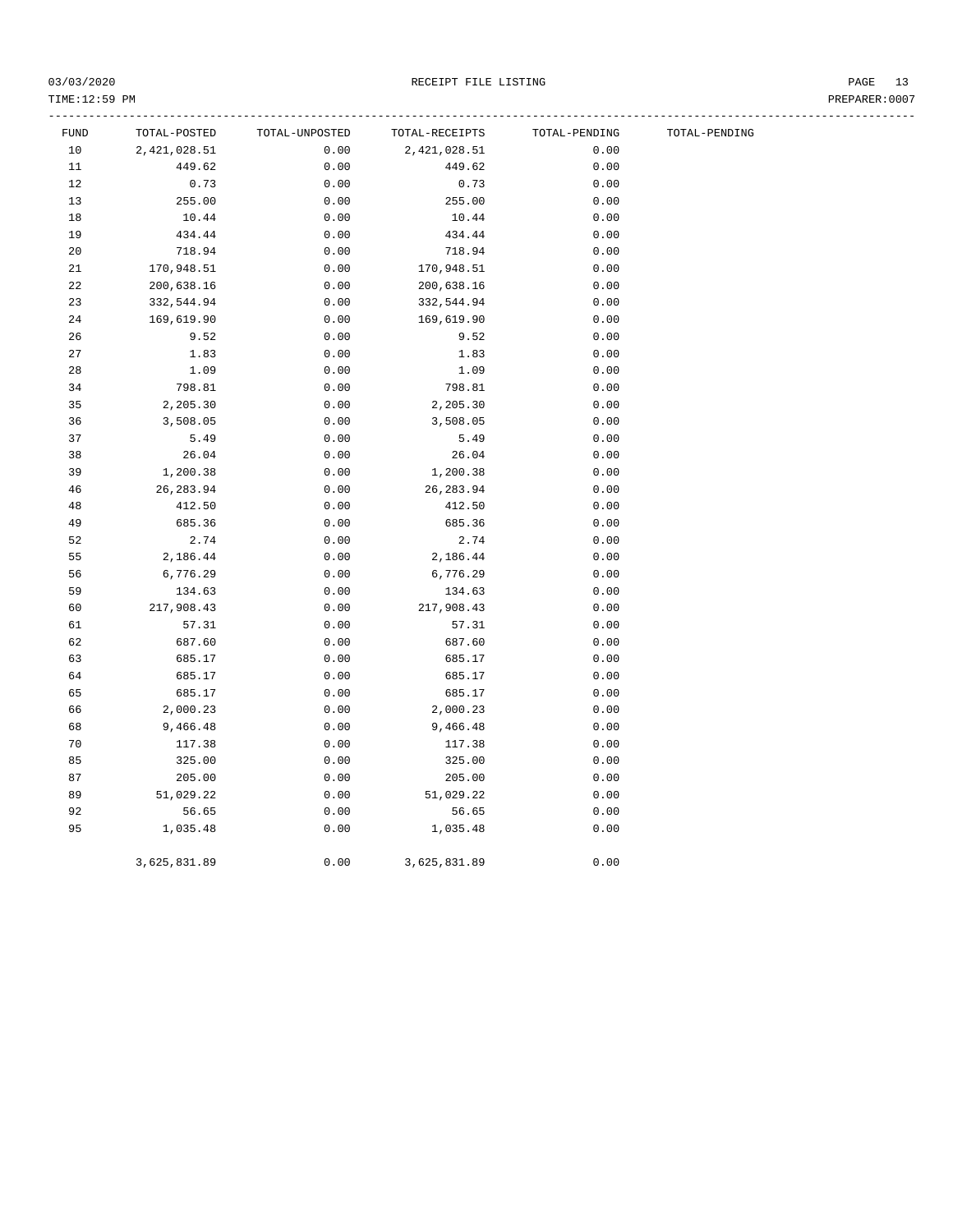03/03/2020 RECEIPT FILE LISTING
TIME:12:59 PM PREPARER:0007

| FUND | TOTAL-POSTED | TOTAL-UNPOSTED | TOTAL-RECEIPTS | TOTAL-PENDING | TOTAL-PENDING |
|---|---|---|---|---|---|
| 10 | 2,421,028.51 | 0.00 | 2,421,028.51 | 0.00 | |
| 11 | 449.62 | 0.00 | 449.62 | 0.00 | |
| 12 | 0.73 | 0.00 | 0.73 | 0.00 | |
| 13 | 255.00 | 0.00 | 255.00 | 0.00 | |
| 18 | 10.44 | 0.00 | 10.44 | 0.00 | |
| 19 | 434.44 | 0.00 | 434.44 | 0.00 | |
| 20 | 718.94 | 0.00 | 718.94 | 0.00 | |
| 21 | 170,948.51 | 0.00 | 170,948.51 | 0.00 | |
| 22 | 200,638.16 | 0.00 | 200,638.16 | 0.00 | |
| 23 | 332,544.94 | 0.00 | 332,544.94 | 0.00 | |
| 24 | 169,619.90 | 0.00 | 169,619.90 | 0.00 | |
| 26 | 9.52 | 0.00 | 9.52 | 0.00 | |
| 27 | 1.83 | 0.00 | 1.83 | 0.00 | |
| 28 | 1.09 | 0.00 | 1.09 | 0.00 | |
| 34 | 798.81 | 0.00 | 798.81 | 0.00 | |
| 35 | 2,205.30 | 0.00 | 2,205.30 | 0.00 | |
| 36 | 3,508.05 | 0.00 | 3,508.05 | 0.00 | |
| 37 | 5.49 | 0.00 | 5.49 | 0.00 | |
| 38 | 26.04 | 0.00 | 26.04 | 0.00 | |
| 39 | 1,200.38 | 0.00 | 1,200.38 | 0.00 | |
| 46 | 26,283.94 | 0.00 | 26,283.94 | 0.00 | |
| 48 | 412.50 | 0.00 | 412.50 | 0.00 | |
| 49 | 685.36 | 0.00 | 685.36 | 0.00 | |
| 52 | 2.74 | 0.00 | 2.74 | 0.00 | |
| 55 | 2,186.44 | 0.00 | 2,186.44 | 0.00 | |
| 56 | 6,776.29 | 0.00 | 6,776.29 | 0.00 | |
| 59 | 134.63 | 0.00 | 134.63 | 0.00 | |
| 60 | 217,908.43 | 0.00 | 217,908.43 | 0.00 | |
| 61 | 57.31 | 0.00 | 57.31 | 0.00 | |
| 62 | 687.60 | 0.00 | 687.60 | 0.00 | |
| 63 | 685.17 | 0.00 | 685.17 | 0.00 | |
| 64 | 685.17 | 0.00 | 685.17 | 0.00 | |
| 65 | 685.17 | 0.00 | 685.17 | 0.00 | |
| 66 | 2,000.23 | 0.00 | 2,000.23 | 0.00 | |
| 68 | 9,466.48 | 0.00 | 9,466.48 | 0.00 | |
| 70 | 117.38 | 0.00 | 117.38 | 0.00 | |
| 85 | 325.00 | 0.00 | 325.00 | 0.00 | |
| 87 | 205.00 | 0.00 | 205.00 | 0.00 | |
| 89 | 51,029.22 | 0.00 | 51,029.22 | 0.00 | |
| 92 | 56.65 | 0.00 | 56.65 | 0.00 | |
| 95 | 1,035.48 | 0.00 | 1,035.48 | 0.00 | |
| | 3,625,831.89 | 0.00 | 3,625,831.89 | 0.00 | |